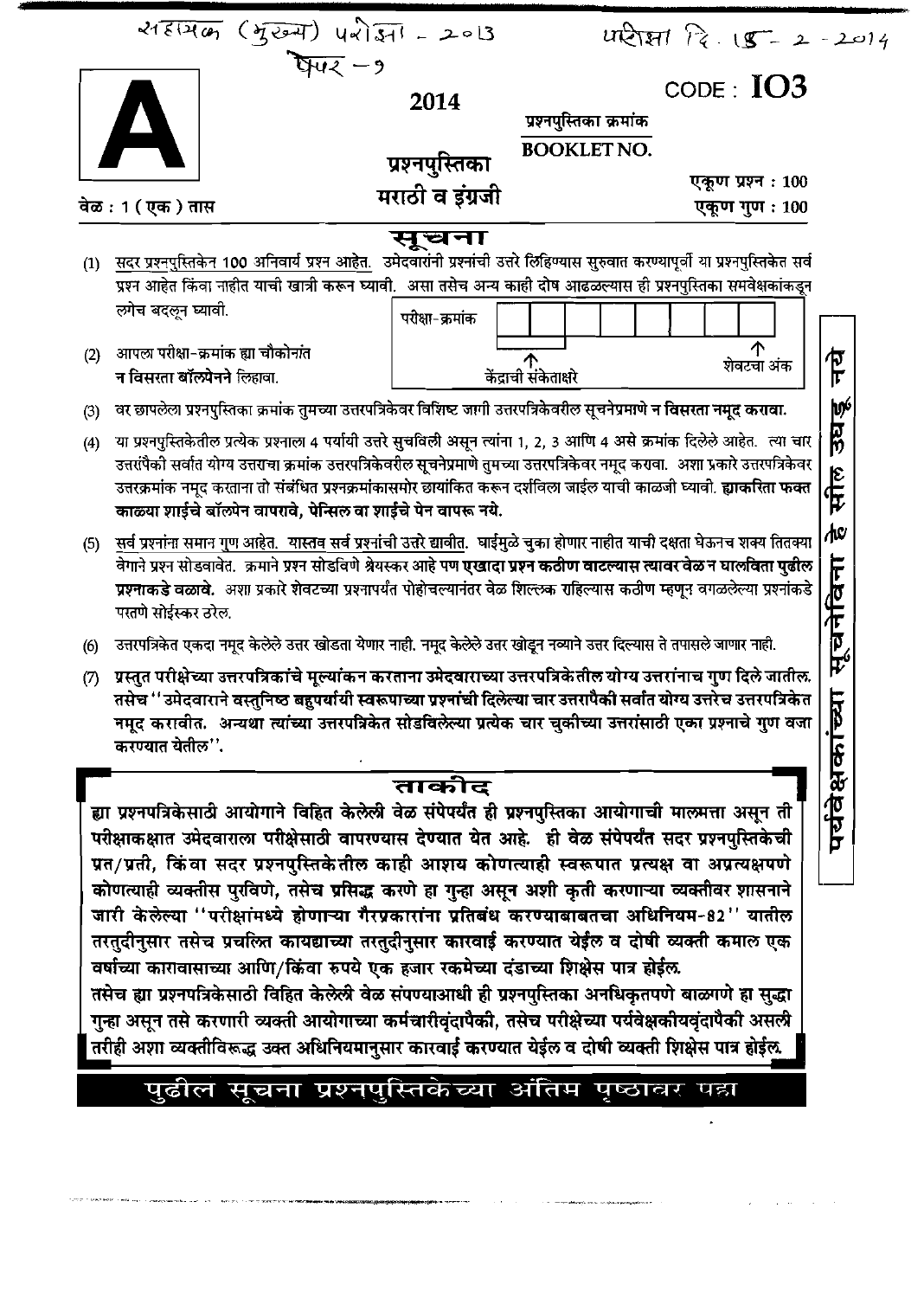सहायक (मुख्य) परीक्षा - 2013 परीक्षा दि. 15 - 2 - 2014

पेपर - 1

# A

2014

CODE : **IO3**

प्रश्नपुस्तिका क्रमांक

BOOKLET NO.

प्रश्नपुस्तिका

मराठी व इंग्रजी

वेळ : 1 (एक) तास

एकूण प्रश्न : 100

एकूण गुण : 100

## सूचना

(1) सदर प्रश्नपुस्तिकेत 100 अनिवार्य प्रश्न आहेत. उमेदवारांनी प्रश्नांची उत्तरे लिहिण्यास सुरुवात करण्यापूर्वी या प्रश्नपुस्तिकेत सर्व प्रश्न आहेत किंवा नाहीत याची खात्री करून घ्यावी. असा तसेच अन्य काही दोष आढळल्यास ही प्रश्नपुस्तिका समवेक्षकांकडून लगेच बदलून घ्यावी.

(2) आपला परीक्षा-क्रमांक ह्या चौकोनांत **न विसरता बॉलपेनने** लिहावा.

| परीक्षा-क्रमांक | | | | | | | | |
|---|---|---|---|---|---|---|---|---|

केंद्राची संकेताक्षरे &nbsp;&nbsp;&nbsp;&nbsp; शेवटचा अंक

(3) वर छापलेला प्रश्नपुस्तिका क्रमांक तुमच्या उत्तरपत्रिकेवर विशिष्ट जागी उत्तरपत्रिकेवरील सूचनेप्रमाणे **न विसरता नमूद करावा.**

(4) या प्रश्नपुस्तिकेतील प्रत्येक प्रश्नाला 4 पर्यायी उत्तरे सुचविली असून त्यांना 1, 2, 3 आणि 4 असे क्रमांक दिलेले आहेत. त्या चार उत्तरांपैकी सर्वात योग्य उत्तराचा क्रमांक उत्तरपत्रिकेवरील सूचनेप्रमाणे तुमच्या उत्तरपत्रिकेवर नमूद करावा. अशा प्रकारे उत्तरपत्रिकेवर उत्तरक्रमांक नमूद करताना तो संबंधित प्रश्नक्रमांकासमोर छायांकित करून दर्शविला जाईल याची काळजी घ्यावी. **ह्याकरिता फक्त काळ्या शाईचे बॉलपेन वापरावे, पेन्सिल वा शाईचे पेन वापरू नये.**

(5) सर्व प्रश्नांना समान गुण आहेत. यास्तव सर्व प्रश्नांची उत्तरे द्यावीत. घाईमुळे चुका होणार नाहीत याची दक्षता घेऊनच शक्य तितक्या वेगाने प्रश्न सोडवावेत. क्रमाने प्रश्न सोडविणे श्रेयस्कर आहे पण **एखादा प्रश्न कठीण वाटल्यास त्यावर वेळ न घालविता पुढील प्रश्नाकडे वळावे.** अशा प्रकारे शेवटच्या प्रश्नापर्यंत पोहोचल्यानंतर वेळ शिल्लक राहिल्यास कठीण म्हणून वगळलेल्या प्रश्नांकडे परतणे सोईस्कर ठरेल.

(6) उत्तरपत्रिकेत एकदा नमूद केलेले उत्तर खोडता येणार नाही. नमूद केलेले उत्तर खोडून नव्याने उत्तर दिल्यास ते तपासले जाणार नाही.

(7) **प्रस्तुत परीक्षेच्या उत्तरपत्रिकांचे मूल्यांकन करताना उमेदवाराच्या उत्तरपत्रिकेतील योग्य उत्तरांनाच गुण दिले जातील. तसेच "उमेदवाराने वस्तुनिष्ठ बहुपर्यायी स्वरूपाच्या प्रश्नांची दिलेल्या चार उत्तरांपैकी सर्वात योग्य उत्तरेच उत्तरपत्रिकेत नमूद करावीत. अन्यथा त्यांच्या उत्तरपत्रिकेत सोडविलेल्या प्रत्येक चार चुकीच्या उत्तरांसाठी एका प्रश्नाचे गुण वजा करण्यात येतील".**

पर्यवेक्षकांच्या सूचनेविना हे सील उघडू नये

## ताकीद

**ह्या प्रश्नपत्रिकेसाठी आयोगाने विहित केलेली वेळ संपेपर्यंत ही प्रश्नपुस्तिका आयोगाची मालमत्ता असून ती परीक्षाकक्षात उमेदवाराला परीक्षेसाठी वापरण्यास देण्यात येत आहे. ही वेळ संपेपर्यंत सदर प्रश्नपुस्तिकेची प्रत/प्रती, किंवा सदर प्रश्नपुस्तिकेतील काही आशय कोणत्याही स्वरूपात प्रत्यक्ष वा अप्रत्यक्षपणे कोणत्याही व्यक्तीस पुरविणे, तसेच प्रसिद्ध करणे हा गुन्हा असून अशी कृती करणाऱ्या व्यक्तीवर शासनाने जारी केलेल्या "परीक्षांमध्ये होणाऱ्या गैरप्रकारांना प्रतिबंध करण्याबाबतचा अधिनियम-82" यातील तरतुदीनुसार तसेच प्रचलित कायद्याच्या तरतुदीनुसार कारवाई करण्यात येईल व दोषी व्यक्ती कमाल एक वर्षाच्या कारावासाच्या आणि/किंवा रुपये एक हजार रकमेच्या दंडाच्या शिक्षेस पात्र होईल.**

**तसेच ह्या प्रश्नपत्रिकेसाठी विहित केलेली वेळ संपण्याआधी ही प्रश्नपुस्तिका अनधिकृतपणे बाळगणे हा सुद्धा गुन्हा असून तसे करणारी व्यक्ती आयोगाच्या कर्मचारीवृंदापैकी, तसेच परीक्षेच्या पर्यवेक्षकीयवृंदापैकी असली तरीही अशा व्यक्तीविरुद्ध उक्त अधिनियमानुसार कारवाई करण्यात येईल व दोषी व्यक्ती शिक्षेस पात्र होईल.**

**पुढील सूचना प्रश्नपुस्तिकेच्या अंतिम पृष्ठावर पहा**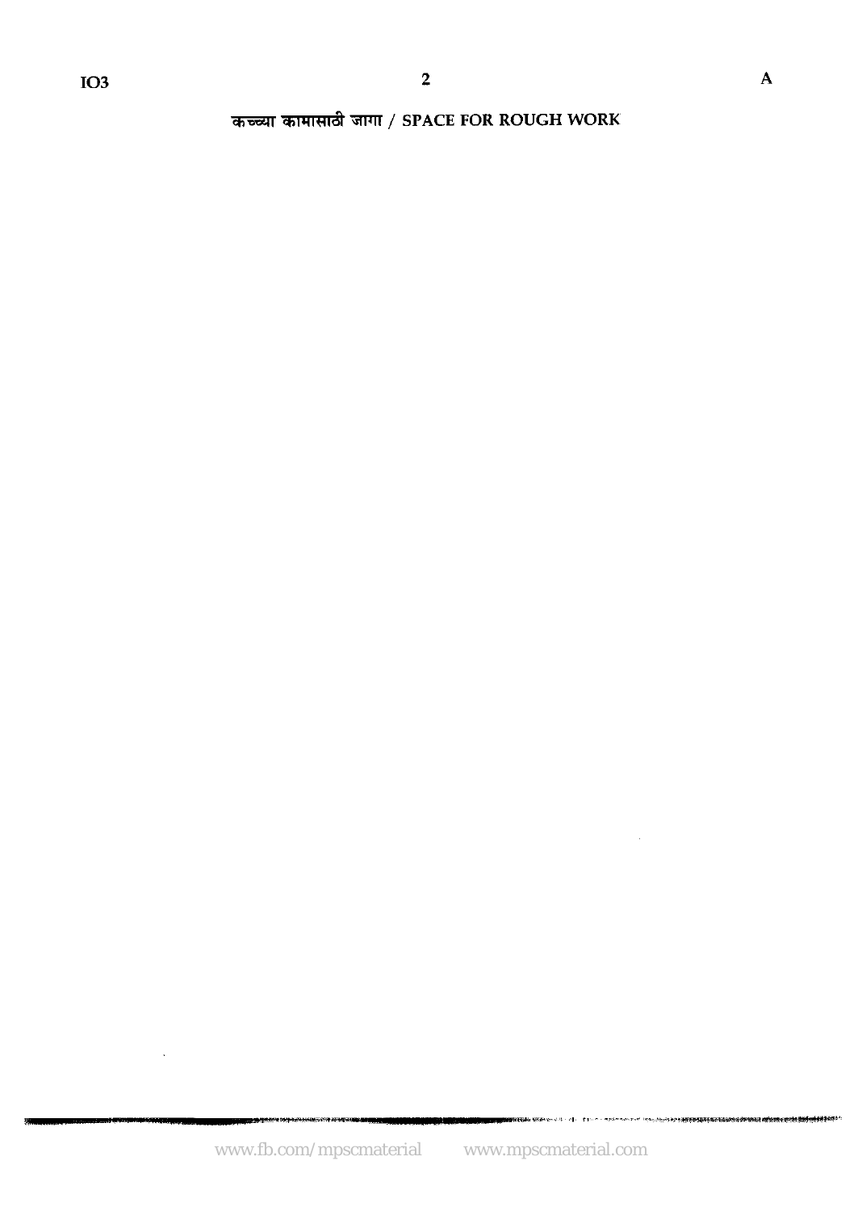कच्च्या कामासाठी जागा / SPACE FOR ROUGH WORK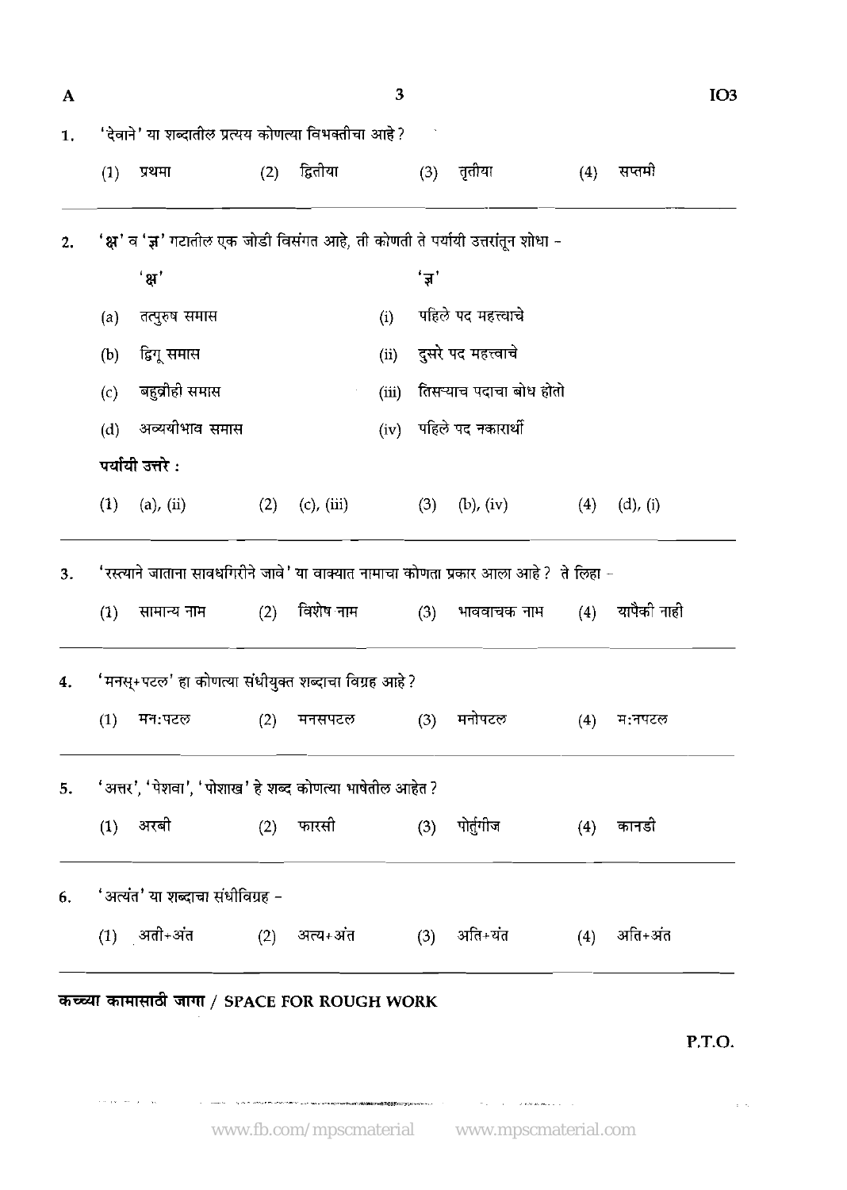1. 'देवाने' या शब्दातील प्रत्यय कोणत्या विभक्तीचा आहे ?

   (1) प्रथमा (2) द्वितीया (3) तृतीया (4) सप्तमी

2. 'क्ष' व 'ज्ञ' गटातील एक जोडी विसंगत आहे, ती कोणती ते पर्यायी उत्तरांतून शोधा –

| 'क्ष' | | 'ज्ञ' | |
|---|---|---|---|
| (a) | तत्पुरुष समास | (i) | पहिले पद महत्त्वाचे |
| (b) | द्विगू समास | (ii) | दुसरे पद महत्त्वाचे |
| (c) | बहुव्रीही समास | (iii) | तिसऱ्याच पदाचा बोध होतो |
| (d) | अव्ययीभाव समास | (iv) | पहिले पद नकारार्थी |

   **पर्यायी उत्तरे :**

   (1) (a), (ii) (2) (c), (iii) (3) (b), (iv) (4) (d), (i)

3. 'रस्त्याने जाताना सावधगिरीने जावे' या वाक्यात नामाचा कोणता प्रकार आला आहे ? ते लिहा –

   (1) सामान्य नाम (2) विशेष नाम (3) भाववाचक नाम (4) यापैकी नाही

4. 'मनस्+पटल' हा कोणत्या संधीयुक्त शब्दाचा विग्रह आहे ?

   (1) मन:पटल (2) मनसपटल (3) मनोपटल (4) म:नपटल

5. 'अत्तर', 'पेशवा', 'पोशाख' हे शब्द कोणत्या भाषेतील आहेत ?

   (1) अरबी (2) फारसी (3) पोर्तुगीज (4) कानडी

6. 'अत्यंत' या शब्दाचा संधीविग्रह –

   (1) अती+अंत (2) अत्य+अंत (3) अति+यंत (4) अति+अंत

कच्च्या कामासाठी जागा / SPACE FOR ROUGH WORK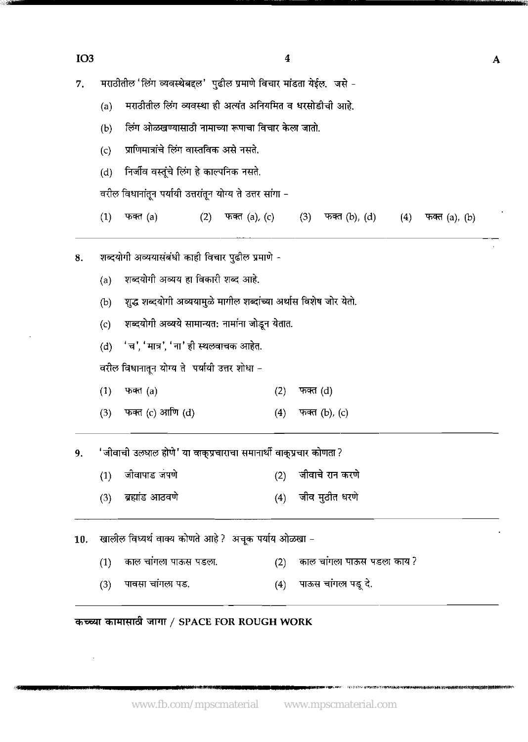7. मराठीतील 'लिंग व्यवस्थेबद्दल' पुढील प्रमाणे विचार मांडता येईल. जसे -

   (a) मराठीतील लिंग व्यवस्था ही अत्यंत अनियमित व धरसोडीची आहे.

   (b) लिंग ओळखण्यासाठी नामाच्या रूपाचा विचार केला जातो.

   (c) प्राणिमात्रांचे लिंग वास्तविक असे नसते.

   (d) निर्जीव वस्तूंचे लिंग हे काल्पनिक नसते.

   वरील विधानांतून पर्यायी उत्तरांतून योग्य ते उत्तर सांगा -

   (1) फक्त (a) (2) फक्त (a), (c) (3) फक्त (b), (d) (4) फक्त (a), (b)

---

8. शब्दयोगी अव्ययासंबंधी काही विचार पुढील प्रमाणे -

   (a) शब्दयोगी अव्यय हा विकारी शब्द आहे.

   (b) शुद्ध शब्दयोगी अव्ययामुळे मागील शब्दांच्या अर्थास विशेष जोर येतो.

   (c) शब्दयोगी अव्यये सामान्यत: नामांना जोडून येतात.

   (d) 'च', 'मात्र', 'ना' ही स्थलवाचक आहेत.

   वरील विधानातून योग्य ते पर्यायी उत्तर शोधा -

   (1) फक्त (a) (2) फक्त (d)

   (3) फक्त (c) आणि (d) (4) फक्त (b), (c)

---

9. 'जीवाची उलघाल होणे' या वाक्प्रचाराचा समानार्थी वाक्प्रचार कोणता ?

   (1) जीवापाड जपणे (2) जीवाचे रान करणे

   (3) ब्रह्मांड आठवणे (4) जीव मुठीत धरणे

---

10. खालील विध्यर्थ वाक्य कोणते आहे ? अचूक पर्याय ओळखा -

    (1) काल चांगला पाऊस पडला. (2) काल चांगला पाऊस पडला काय ?

    (3) पावसा चांगला पड. (4) पाऊस चांगला पडू दे.

---

कच्च्या कामासाठी जागा / SPACE FOR ROUGH WORK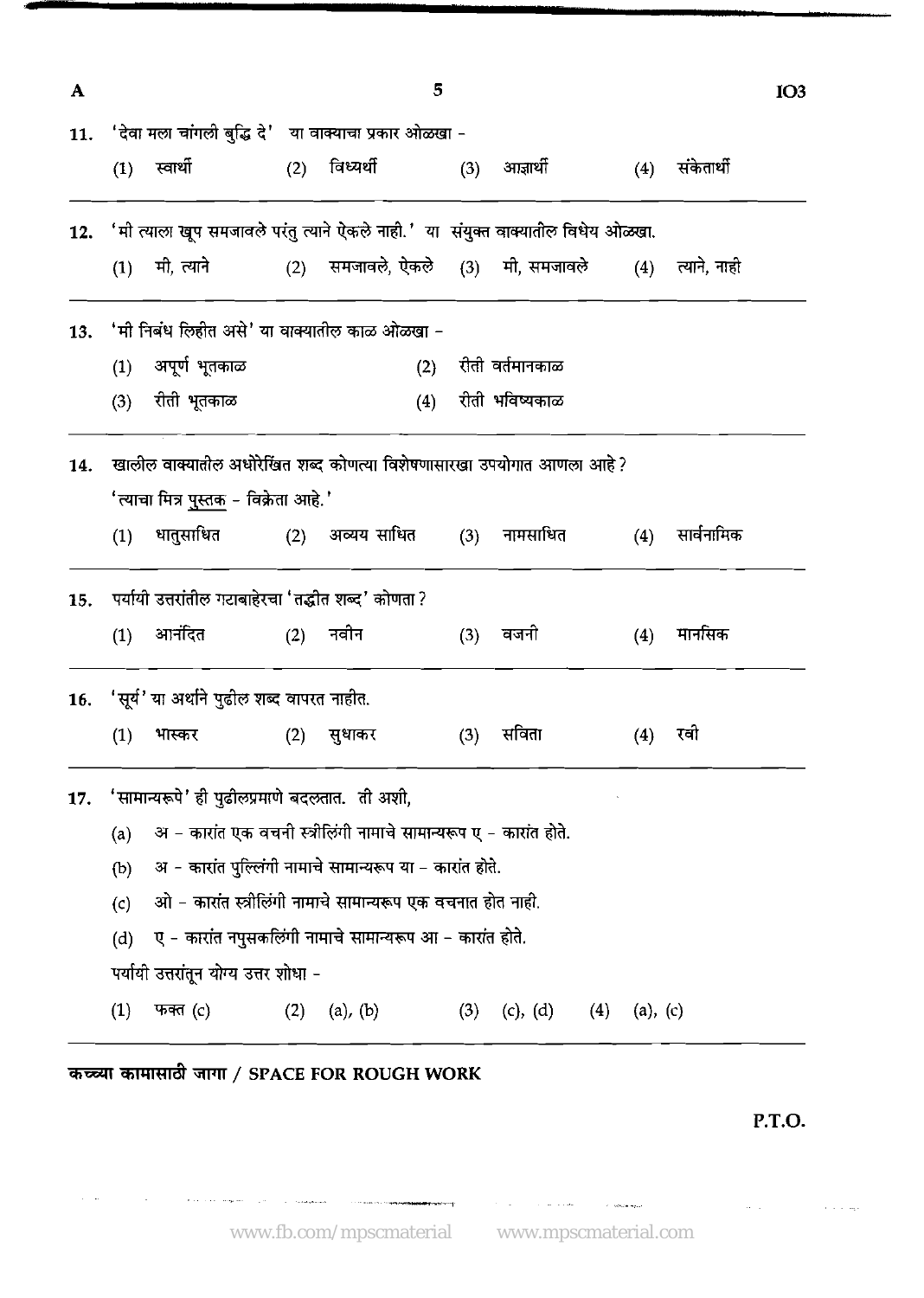11. 'देवा मला चांगली बुद्धि दे' या वाक्याचा प्रकार ओळखा -

(1) स्वार्थी (2) विध्यर्थी (3) आज्ञार्थी (4) संकेतार्थी

12. 'मी त्याला खूप समजावले परंतु त्याने ऐकले नाही.' या संयुक्त वाक्यातील विधेय ओळखा.

(1) मी, त्याने (2) समजावले, ऐकले (3) मी, समजावले (4) त्याने, नाही

13. 'मी निबंध लिहीत असे' या वाक्यातील काळ ओळखा -

(1) अपूर्ण भूतकाळ (2) रीती वर्तमानकाळ

(3) रीती भूतकाळ (4) रीती भविष्यकाळ

14. खालील वाक्यातील अधोरेखित शब्द कोणत्या विशेषणासारखा उपयोगात आणला आहे ?

'त्याचा मित्र <u>पुस्तक</u> - विक्रेता आहे.'

(1) धातुसाधित (2) अव्यय साधित (3) नामसाधित (4) सार्वनामिक

15. पर्यायी उत्तरांतील गटाबाहेरचा 'तद्धीत शब्द' कोणता ?

(1) आनंदित (2) नवीन (3) वजनी (4) मानसिक

16. 'सूर्य' या अर्थाने पुढील शब्द वापरत नाहीत.

(1) भास्कर (2) सुधाकर (3) सविता (4) रवी

17. 'सामान्यरूपे' ही पुढीलप्रमाणे बदलतात. ती अशी,

(a) अ - कारांत एक वचनी स्त्रीलिंगी नामाचे सामान्यरूप ए - कारांत होते.

(b) अ - कारांत पुल्लिंगी नामाचे सामान्यरूप या - कारांत होते.

(c) ओ - कारांत स्त्रीलिंगी नामाचे सामान्यरूप एक वचनात होत नाही.

(d) ए - कारांत नपुसकलिंगी नामाचे सामान्यरूप आ - कारांत होते.

पर्यायी उत्तरांतून योग्य उत्तर शोधा -

(1) फक्त (c) (2) (a), (b) (3) (c), (d) (4) (a), (c)

**कच्च्या कामासाठी जागा / SPACE FOR ROUGH WORK**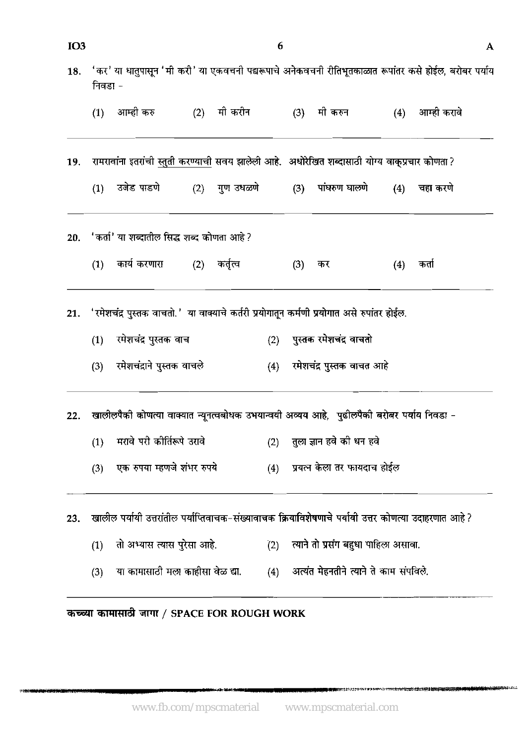18. 'कर' या धातुपासून 'मी करी' या एकवचनी पद्यरूपाचे अनेकवचनी रीतिभूतकाळात रूपांतर कसे होईल, बरोबर पर्याय निवडा -

(1) आम्ही करु (2) मी करीन (3) मी करुन (4) आम्ही करावे

---

19. रामरावांना इतरांची <u>स्तुती करण्याची</u> सवय झालेली आहे. अधोरेखित शब्दासाठी योग्य वाक्प्रचार कोणता ?

(1) उजेड पाडणे (2) गुण उधळणे (3) पांघरुण घालणे (4) चहा करणे

---

20. 'कर्ता' या शब्दातील सिद्ध शब्द कोणता आहे ?

(1) कार्य करणारा (2) कर्तृत्व (3) कर (4) कर्ता

---

21. 'रमेशचंद्र पुस्तक वाचतो.' या वाक्याचे कर्तरी प्रयोगातून कर्मणी प्रयोगात असे रुपांतर होईल.

(1) रमेशचंद्र पुस्तक वाच
(2) पुस्तक रमेशचंद्र वाचतो
(3) रमेशचंद्राने पुस्तक वाचले
(4) रमेशचंद्र पुस्तक वाचत आहे

---

22. खालीलपैकी कोणत्या वाक्यात न्यूनत्वबोधक उभयान्वयी अव्यय आहे, पुढीलपैकी बरोबर पर्याय निवडा -

(1) मरावे परी कीर्तिरूपे उरावे
(2) तुला ज्ञान हवे की धन हवे
(3) एक रुपया म्हणजे शंभर रुपये
(4) प्रयत्न केला तर फायदाच होईल

---

23. खालील पर्यायी उत्तरांतील पर्याप्तिवाचक-संख्यावाचक क्रियाविशेषणाचे पर्यायी उत्तर कोणत्या उदाहरणात आहे ?

(1) तो अभ्यास त्यास पुरेसा आहे.
(2) त्याने तो प्रसंग बहुधा पाहिला असावा.
(3) या कामासाठी मला काहीसा वेळ द्या.
(4) अत्यंत मेहनतीने त्याने ते काम संपविले.

---

**कच्च्या कामासाठी जागा / SPACE FOR ROUGH WORK**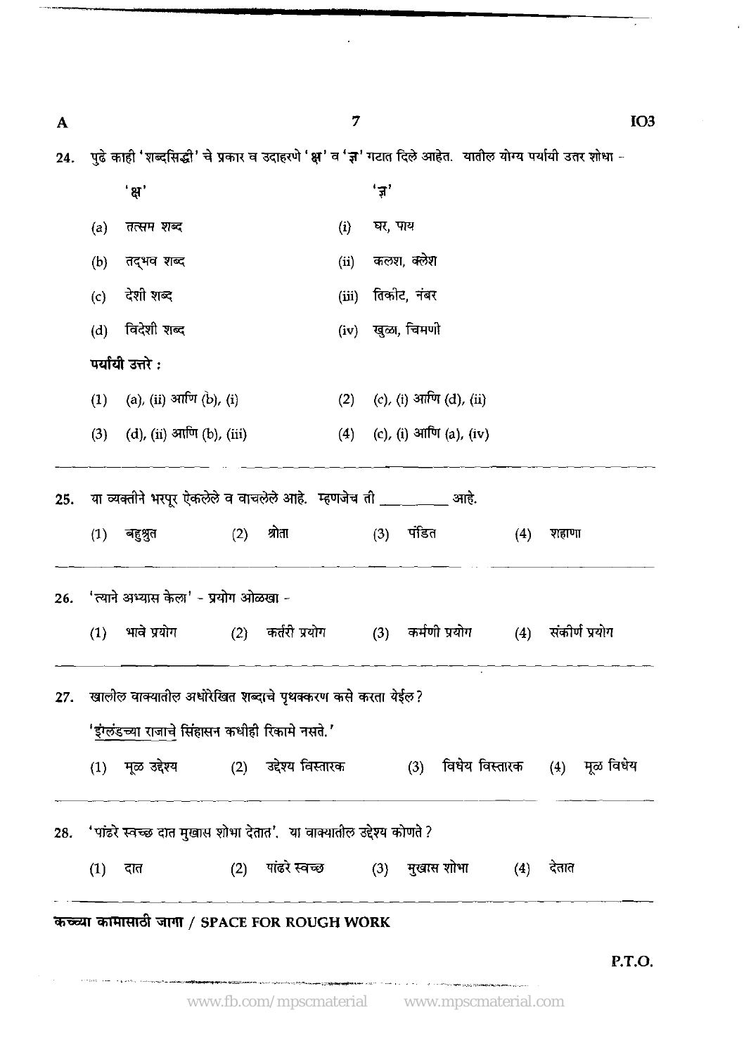24. पुढे काही 'शब्दसिद्धी' चे प्रकार व उदाहरणे 'क्ष' व 'ज्ञ' गटात दिले आहेत. यातील योग्य पर्यायी उत्तर शोधा -

| 'क्ष' | | 'ज्ञ' | |
|---|---|---|---|
| (a) | तत्सम शब्द | (i) | घर, पाय |
| (b) | तद्भव शब्द | (ii) | कलश, क्लेश |
| (c) | देशी शब्द | (iii) | तिकीट, नंबर |
| (d) | विदेशी शब्द | (iv) | खुळा, चिमणी |

**पर्यायी उत्तरे :**

(1) (a), (ii) आणि (b), (i)
(2) (c), (i) आणि (d), (ii)
(3) (d), (ii) आणि (b), (iii)
(4) (c), (i) आणि (a), (iv)

---

25. या व्यक्तीने भरपूर ऐकलेले व वाचलेले आहे. म्हणजेच ती ________ आहे.

(1) बहुश्रुत
(2) श्रोता
(3) पंडित
(4) शहाणा

---

26. 'त्याने अभ्यास केला' - प्रयोग ओळखा -

(1) भावे प्रयोग
(2) कर्तरी प्रयोग
(3) कर्मणी प्रयोग
(4) संकीर्ण प्रयोग

---

27. खालील वाक्यातील अधोरेखित शब्दाचे पृथक्करण कसे करता येईल?

'<u>इंग्लंडच्या राजाचे</u> सिंहासन कधीही रिकामे नसते.'

(1) मूळ उद्देश्य
(2) उद्देश्य विस्तारक
(3) विधेय विस्तारक
(4) मूळ विधेय

---

28. 'पांढरे स्वच्छ दात मुखास शोभा देतात'. या वाक्यातील उद्देश्य कोणते ?

(1) दात
(2) पांढरे स्वच्छ
(3) मुखास शोभा
(4) देतात

---

कच्च्या कामासाठी जागा / SPACE FOR ROUGH WORK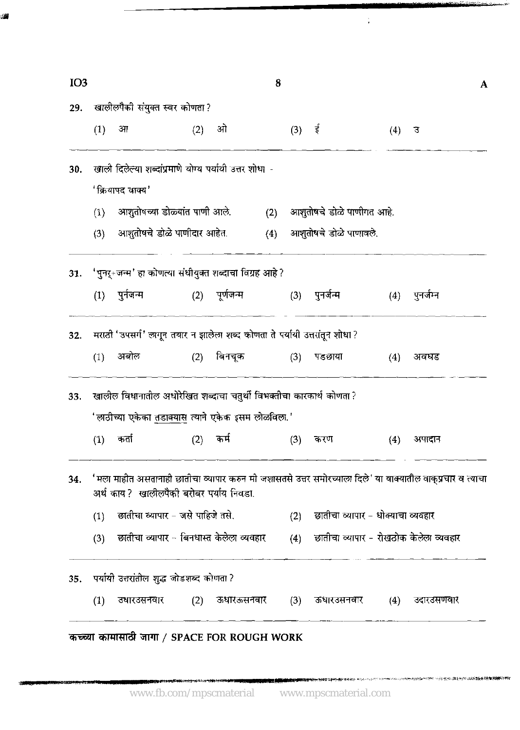29. खालीलपैकी संयुक्त स्वर कोणता ?

    (1) आ (2) ओ (3) ई (4) उ

30. खाली दिलेल्या शब्दांप्रमाणे योग्य पर्यायी उत्तर शोधा -

    'क्रियापद वाक्य'

    (1) आशुतोषच्या डोळ्यांत पाणी आले.
    (2) आशुतोषचे डोळे पाणीगत आहे.
    (3) आशुतोषचे डोळे पाणीदार आहेत.
    (4) आशुतोषचे डोळे पाणावले.

31. 'पुनर्+जन्म' हा कोणत्या संधीयुक्त शब्दाचा विग्रह आहे ?

    (1) पुर्नजन्म (2) पूर्णजन्म (3) पुनर्जन्म (4) पुनर्जम्न

32. मराठी 'उपसर्ग' लागून तयार न झालेला शब्द कोणता ते पर्यायी उत्तरांतून शोधा ?

    (1) अबोल (2) बिनचूक (3) पडछाया (4) अवघड

33. खालील विधानातील अधोरेखित शब्दाचा चतुर्थी विभक्तीचा कारकार्थ कोणता ?

    'लाठीच्या एकेका <u>तडाक्यास</u> त्याने एकेक इसम लोळविला.'

    (1) कर्ता (2) कर्म (3) करण (4) अपादान

34. 'मला माहीत असतानाही छातीचा व्यापार करुन मी जशासतसे उत्तर समोरच्याला दिले' या वाक्यातील वाक्प्रचार व त्याचा अर्थ काय ? खालीलपैकी बरोबर पर्याय निवडा.

    (1) छातीचा व्यापार – जसे पाहिजे तसे.
    (2) छातीचा व्यापार – धोक्याचा व्यवहार
    (3) छातीचा व्यापार – बिनधास्त केलेला व्यवहार
    (4) छातीचा व्यापार – रोखठोक केलेला व्यवहार

35. पर्यायी उत्तरांतील शुद्ध जोडशब्द कोणता ?

    (1) उधारउसनवार (2) ऊधारऊसनवार (3) ऊधारउसनवार (4) उदारउसणवार

कच्च्या कामासाठी जागा / SPACE FOR ROUGH WORK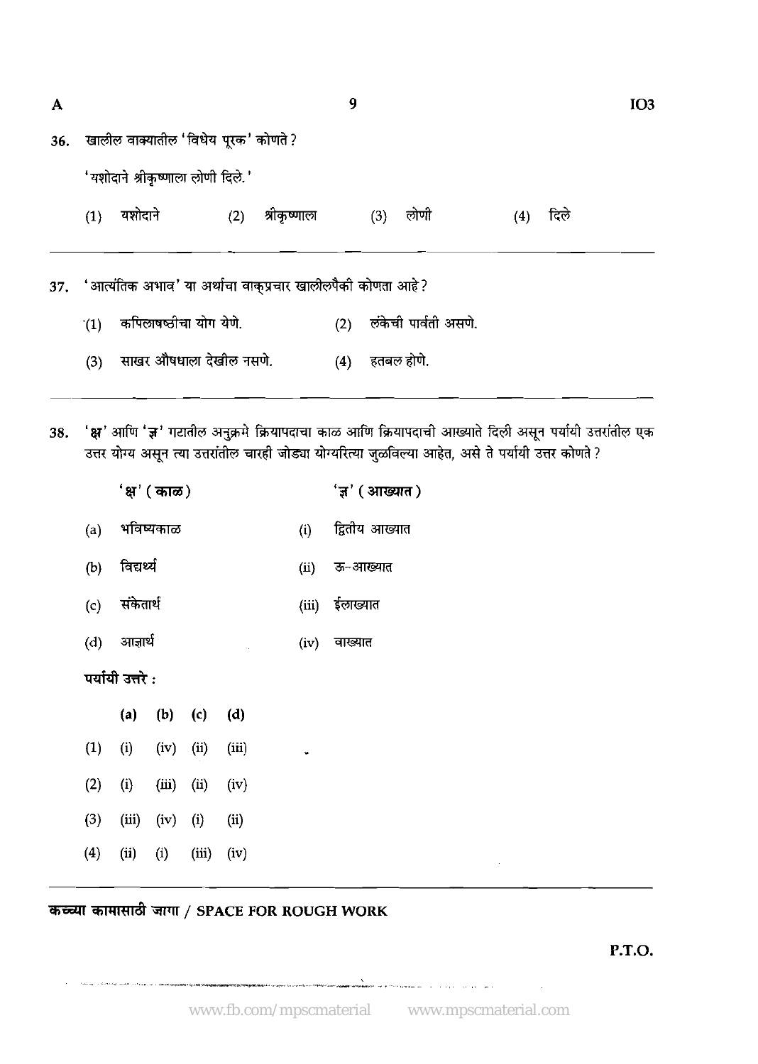36. खालील वाक्यातील 'विधेय पूरक' कोणते ?

'यशोदाने श्रीकृष्णाला लोणी दिले.'

(1) यशोदाने (2) श्रीकृष्णाला (3) लोणी (4) दिले

---

37. 'आत्यंतिक अभाव' या अर्थाचा वाक्प्रचार खालीलपैकी कोणता आहे ?

(1) कपिलाषष्ठीचा योग येणे. (2) लंकेची पार्वती असणे.

(3) साखर औषधाला देखील नसणे. (4) हतबल होणे.

---

38. 'क्ष' आणि 'ज्ञ' गटातील अनुक्रमे क्रियापदाचा काळ आणि क्रियापदाची आख्याते दिली असून पर्यायी उत्तरांतील एक उत्तर योग्य असून त्या उत्तरांतील चारही जोड्या योग्यरित्या जुळविल्या आहेत, असे ते पर्यायी उत्तर कोणते ?

| | 'क्ष' (काळ) | | 'ज्ञ' (आख्यात) |
|---|---|---|---|
| (a) | भविष्यकाळ | (i) | द्वितीय आख्यात |
| (b) | विद्यर्थ्य | (ii) | ऊ-आख्यात |
| (c) | संकेतार्थ | (iii) | ईलाख्यात |
| (d) | आज्ञार्थ | (iv) | वाख्यात |

पर्यायी उत्तरे :

| | (a) | (b) | (c) | (d) |
|---|---|---|---|---|
| (1) | (i) | (iv) | (ii) | (iii) |
| (2) | (i) | (iii) | (ii) | (iv) |
| (3) | (iii) | (iv) | (i) | (ii) |
| (4) | (ii) | (i) | (iii) | (iv) |

---

कच्च्या कामासाठी जागा / SPACE FOR ROUGH WORK

P.T.O.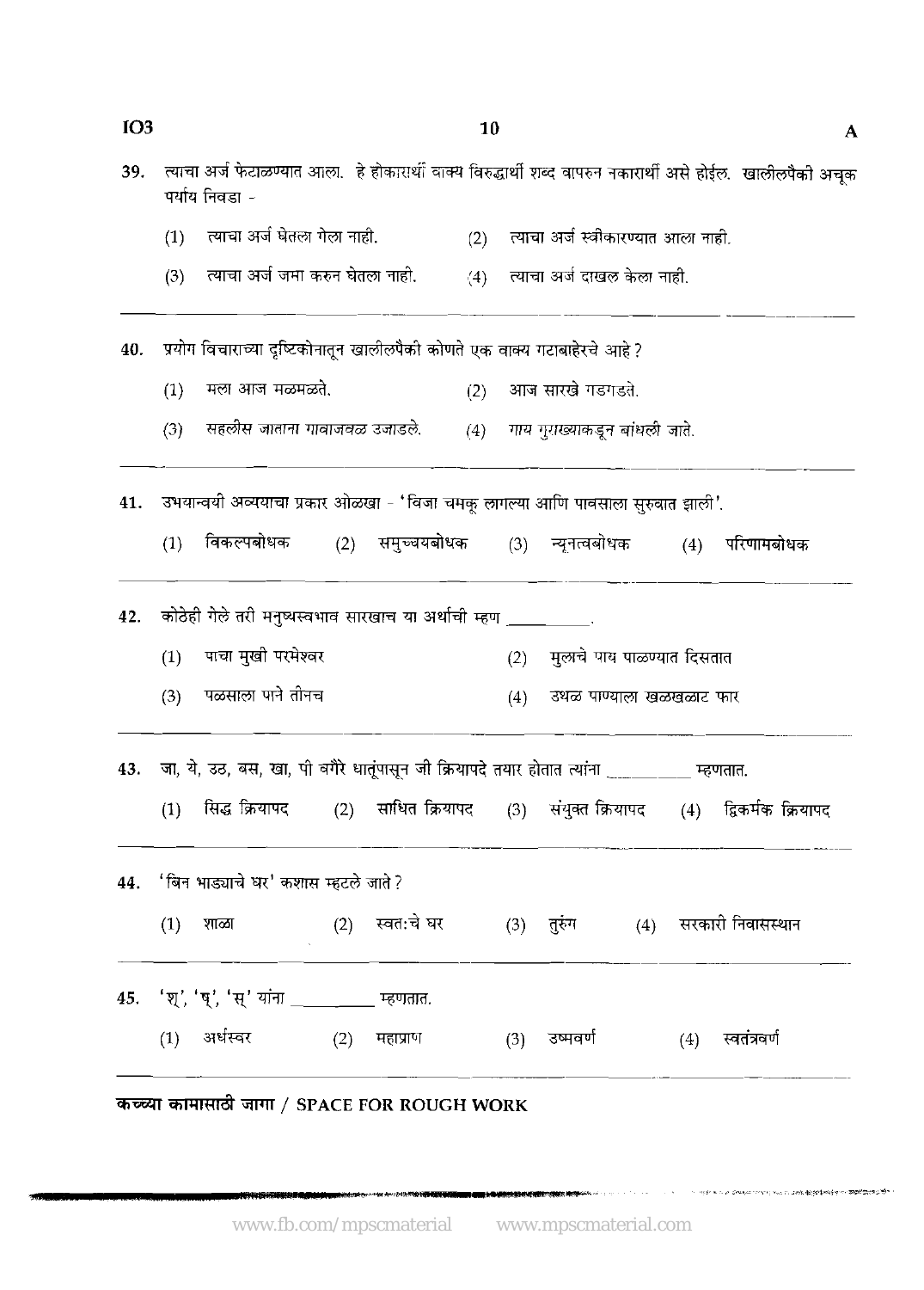39. त्याचा अर्ज फेटाळण्यात आला. हे होकारार्थी वाक्य विरुद्धार्थी शब्द वापरुन नकारार्थी असे होईल. खालीलपैकी अचूक पर्याय निवडा -

 (1) त्याचा अर्ज घेतला गेला नाही. (2) त्याचा अर्ज स्वीकारण्यात आला नाही.

 (3) त्याचा अर्ज जमा करुन घेतला नाही. (4) त्याचा अर्ज दाखल केला नाही.

---

40. प्रयोग विचाराच्या दृष्टिकोनातून खालीलपैकी कोणते एक वाक्य गटाबाहेरचे आहे ?

 (1) मला आज मळमळते. (2) आज सारखे गडगडते.

 (3) *सहलीस जाताना गावाजवळ उजाडले.* (4) *गाय गुराख्याकडून बांधली जाते.*

---

41. उभयान्वयी अव्ययाचा प्रकार ओळखा - 'विजा चमकू लागल्या आणि पावसाला सुरुवात झाली'.

 (1) विकल्पबोधक (2) समुच्चयबोधक (3) न्यूनत्वबोधक (4) परिणामबोधक

---

42. कोठेही गेले तरी मनुष्यस्वभाव सारखाच या अर्थाची म्हण __________.

 (1) पाचा मुखी परमेश्वर (2) मुलाचे पाय पाळण्यात दिसतात

 (3) पळसाला पाने तीनच (4) उथळ पाण्याला खळखळाट फार

---

43. जा, ये, उठ, बस, खा, पी वगैरे धातूंपासून जी क्रियापदे तयार होतात त्यांना __________ म्हणतात.

 (1) सिद्ध क्रियापद (2) साधित क्रियापद (3) संयुक्त क्रियापद (4) द्विकर्मक क्रियापद

---

44. 'बिन भाड्याचे घर' कशास म्हटले जाते ?

 (1) शाळा (2) स्वत:चे घर (3) तुरुंग (4) सरकारी निवासस्थान

---

45. 'श्', 'ष्', 'स्' यांना __________ म्हणतात.

 (1) अर्धस्वर (2) महाप्राण (3) उष्मवर्ण (4) स्वतंत्रवर्ण

---

**कच्च्या कामासाठी जागा / SPACE FOR ROUGH WORK**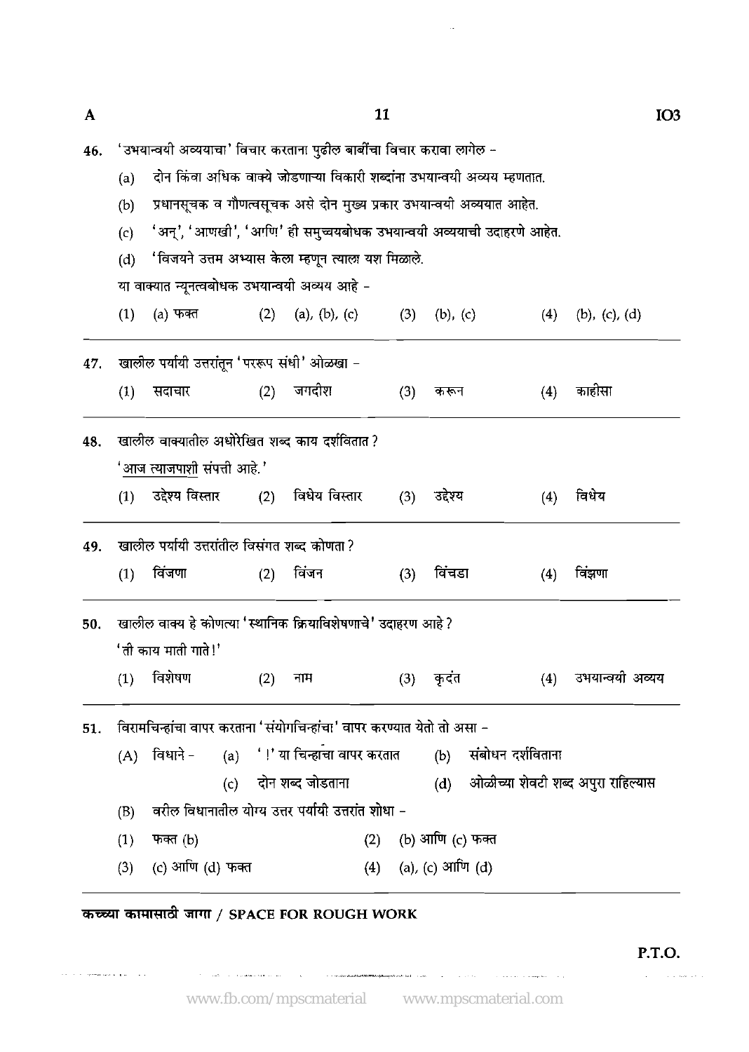46. 'उभयान्वयी अव्ययाचा' विचार करताना पुढील बाबींचा विचार करावा लागेल -

    (a) दोन किंवा अधिक वाक्ये जोडणाऱ्या विकारी शब्दांना उभयान्वयी अव्यय म्हणतात.

    (b) प्रधानसूचक व गौणत्वसूचक असे दोन मुख्य प्रकार उभयान्वयी अव्ययात आहेत.

    (c) 'अन्', 'आणखी', 'आणि' ही समुच्चयबोधक उभयान्वयी अव्ययाची उदाहरणे आहेत.

    (d) 'विजयने उत्तम अभ्यास केला म्हणून त्याला यश मिळाले.

    या वाक्यात न्यूनत्वबोधक उभयान्वयी अव्यय आहे -

    (1) (a) फक्त  (2) (a), (b), (c)  (3) (b), (c)  (4) (b), (c), (d)

47. खालील पर्यायी उत्तरांतून 'पररूप संधी' ओळखा -

    (1) सदाचार  (2) जगदीश  (3) करून  (4) काहीसा

48. खालील वाक्यातील अधोरेखित शब्द काय दर्शवितात ?

    '<u>आज त्याजपाशी</u> संपत्ती आहे.'

    (1) उद्देश्य विस्तार  (2) विधेय विस्तार  (3) उद्देश्य  (4) विधेय

49. खालील पर्यायी उत्तरांतील विसंगत शब्द कोणता ?

    (1) विंजणा  (2) विंजन  (3) विंचडा  (4) विंझणा

50. खालील वाक्य हे कोणत्या 'स्थानिक क्रियाविशेषणाचे' उदाहरण आहे ?

    'ती काय माती गाते !'

    (1) विशेषण  (2) नाम  (3) कृदंत  (4) उभयान्वयी अव्यय

51. विरामचिन्हांचा वापर करताना 'संयोगचिन्हांचा' वापर करण्यात येतो तो असा -

    (A) विधाने -
    (a) '!' या चिन्हाचा वापर करतात
    (b) संबोधन दर्शविताना
    (c) दोन शब्द जोडताना
    (d) ओळीच्या शेवटी शब्द अपुरा राहिल्यास

    (B) वरील विधानातील योग्य उत्तर पर्यायी उत्तरांत शोधा -

    (1) फक्त (b)  (2) (b) आणि (c) फक्त

    (3) (c) आणि (d) फक्त  (4) (a), (c) आणि (d)

कच्च्या कामासाठी जागा / SPACE FOR ROUGH WORK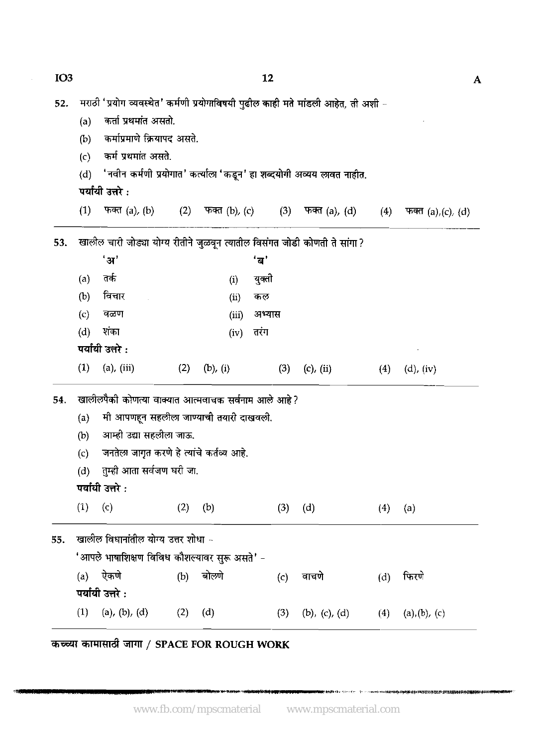52. मराठी 'प्रयोग व्यवस्थेत' कर्मणी प्रयोगाविषयी पुढील काही मते मांडली आहेत, ती अशी –

(a) कर्ता प्रथमांत असतो.

(b) कर्माप्रमाणे क्रियापद असते.

(c) कर्म प्रथमांत असते.

(d) 'नवीन कर्मणी प्रयोगात' कर्त्याला 'कडून' हा शब्दयोगी अव्यय लावत नाहीत.

**पर्यायी उत्तरे :**

(1) फक्त (a), (b) (2) फक्त (b), (c) (3) फक्त (a), (d) (4) फक्त (a), (c), (d)

---

53. खालील चारी जोड्या योग्य रीतीने जुळवून त्यातील विसंगत जोडी कोणती ते सांगा ?

| 'अ' | | 'ब' |
|---|---|---|
| (a) तर्क | (i) | युक्ती |
| (b) विचार | (ii) | कल |
| (c) वळण | (iii) | अभ्यास |
| (d) शंका | (iv) | तरंग |

**पर्यायी उत्तरे :**

(1) (a), (iii) (2) (b), (i) (3) (c), (ii) (4) (d), (iv)

---

54. खालीलपैकी कोणत्या वाक्यात आत्मवाचक सर्वनाम आले आहे ?

(a) मी आपणहून सहलीला जाण्याची तयारी दाखवली.

(b) आम्ही उद्या सहलीला जाऊ.

(c) जनतेला जागृत करणे हे त्यांचे कर्तव्य आहे.

(d) तुम्ही आता सर्वजण घरी जा.

**पर्यायी उत्तरे :**

(1) (c) (2) (b) (3) (d) (4) (a)

---

55. खालील विधानांतील योग्य उत्तर शोधा –

'आपले भाषाशिक्षण विविध कौशल्यावर सुरू असते' –

(a) ऐकणे (b) बोलणे (c) वाचणे (d) फिरणे

**पर्यायी उत्तरे :**

(1) (a), (b), (d) (2) (d) (3) (b), (c), (d) (4) (a), (b), (c)

---

कच्च्या कामासाठी जागा / SPACE FOR ROUGH WORK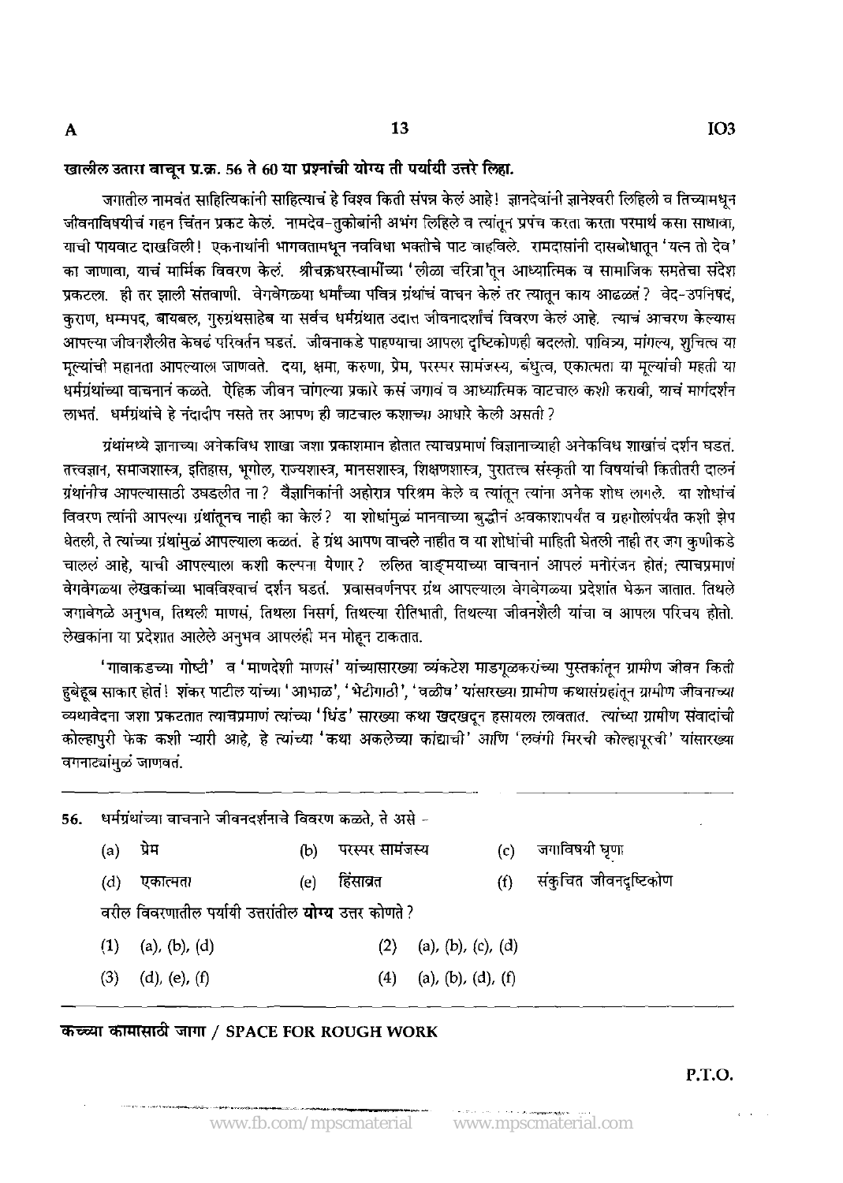**खालील उतारा वाचून प्र.क्र. 56 ते 60 या प्रश्नांची योग्य ती पर्यायी उत्तरे लिहा.**

जगातील नामवंत साहित्यिकांनी साहित्याचं हे विश्व किती संपन्न केलं आहे! ज्ञानदेवांनी ज्ञानेश्वरी लिहिली व तिच्यामधून जीवनाविषयीचं गहन चिंतन प्रकट केलं. नामदेव-तुकोबांनी अभंग लिहिले व त्यांतून प्रपंच करता करता परमार्थ कसा साधावा, याची पायवाट दाखविली! एकनाथांनी भागवतामधून नवविधा भक्तीचे पाट वाहविले. रामदासांनी दासबोधातून 'यत्न तो देव' का जाणावा, याचं मार्मिक विवरण केलं. श्रीचक्रधरस्वामींच्या 'लीळा चरित्रा'तून आध्यात्मिक व सामाजिक समतेचा संदेश प्रकटला. ही तर झाली संतवाणी. वेगवेगळ्या धर्मांच्या पवित्र ग्रंथांचं वाचन केलं तर त्यातून काय आढळतं? वेद-उपनिषदं, कुराण, धम्मपद, बायबल, गुरुग्रंथसाहेब या सर्वच धर्मग्रंथात उदात्त जीवनादर्शांचं विवरण केलं आहे. त्यांचं आचरण केल्यास आपल्या जीवनशैलीत केवढं परिवर्तन घडतं. जीवनाकडे पाहण्याचा आपला दृष्टिकोणही बदलतो. पावित्र्य, मांगल्य, शुचित्व या मूल्यांची महानता आपल्याला जाणवते. दया, क्षमा, करुणा, प्रेम, परस्पर सामंजस्य, बंधुत्व, एकात्मता या मूल्यांची महती या धर्मग्रंथांच्या वाचनानं कळते. ऐहिक जीवन चांगल्या प्रकारे कसं जगावं व आध्यात्मिक वाटचाल कशी करावी, याचं मार्गदर्शन लाभतं. धर्मग्रंथांचे हे नंदादीप नसते तर आपण ही वाटचाल कशाच्या आधारे केली असती?

ग्रंथांमध्ये ज्ञानाच्या अनेकविध शाखा जशा प्रकाशमान होतात त्याचप्रमाणं विज्ञानाच्याही अनेकविध शाखांचं दर्शन घडतं. तत्त्वज्ञान, समाजशास्त्र, इतिहास, भूगोल, राज्यशास्त्र, मानसशास्त्र, शिक्षणशास्त्र, पुरातत्त्व संस्कृती या विषयांची कितीतरी दालनं ग्रंथांनीच आपल्यासाठी उघडलीत ना? वैज्ञानिकांनी अहोरात्र परिश्रम केले व त्यांतून त्यांना अनेक शोध लागले. या शोधांचं विवरण त्यांनी आपल्या ग्रंथांतूनच नाही का केलं? या शोधांमुळं मानवाच्या बुद्धीनं अवकाशापर्यंत व ग्रहगोलांपर्यंत कशी झेप घेतली, ते त्यांच्या ग्रंथांमुळं आपल्याला कळतं. हे ग्रंथ आपण वाचले नाहीत व या शोधांची माहिती घेतली नाही तर जग कुणीकडे चाललं आहे, याची आपल्याला कशी कल्पना येणार? ललित वाङ्‌मयाच्या वाचनानं आपलं मनोरंजन होतं; त्याचप्रमाणं वेगवेगळ्या लेखकांच्या भावविश्वाचं दर्शन घडतं. प्रवासवर्णनपर ग्रंथ आपल्याला वेगवेगळ्या प्रदेशांत घेऊन जातात. तिथले जगावेगळे अनुभव, तिथली माणसं, तिथला निसर्ग, तिथल्या रीतिभाती, तिथल्या जीवनशैली यांचा व आपला परिचय होतो. लेखकांना त्या प्रदेशात आलेले अनुभव आपलंही मन मोहून टाकतात.

'गावाकडच्या गोष्टी' व 'माणदेशी माणसं' यांच्यासारख्या व्यंकटेश माडगूळकरांच्या पुस्तकांतून ग्रामीण जीवन किती हुबेहूब साकार होतं! शंकर पाटील यांच्या 'आभाळ', 'भेटीगाठी', 'वळीव' यांसारख्या ग्रामीण कथासंग्रहांतून ग्रामीण जीवनाच्या व्यथावेदना जशा प्रकटतात त्याचप्रमाणं त्यांच्या 'धिंड' सारख्या कथा खदखदून हसायला लावतात. त्यांच्या ग्रामीण संवादांची कोल्हापुरी फेक कशी न्यारी आहे, हे त्यांच्या 'कथा अकलेच्या कांद्याची' आणि 'लवंगी मिरची कोल्हापूरची' यांसारख्या वगनाट्यांमुळं जाणवतं.

---

56. धर्मग्रंथांच्या वाचनाने जीवनदर्शनाचे विवरण कळते, ते असे –

(a) प्रेम
(b) परस्पर सामंजस्य
(c) जगाविषयी घृणा
(d) एकात्मता
(e) हिंसाव्रत
(f) संकुचित जीवनदृष्टिकोण

वरील विवरणातील पर्यायी उत्तरांतील **योग्य** उत्तर कोणते?

(1) (a), (b), (d)
(2) (a), (b), (c), (d)
(3) (d), (e), (f)
(4) (a), (b), (d), (f)

---

**कच्च्या कामासाठी जागा / SPACE FOR ROUGH WORK**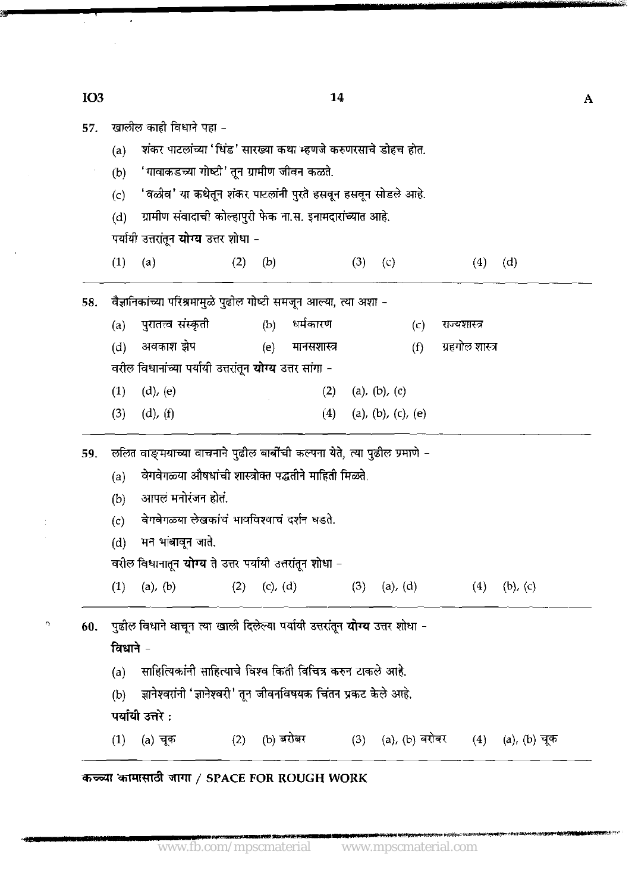57. खालील काही विधाने पहा -

(a) शंकर पाटलांच्या 'धिंड' सारख्या कथा म्हणजे करुणरसाचे डोहच होत.

(b) 'गावाकडच्या गोष्टी' तून ग्रामीण जीवन कळते.

(c) 'वळीव' या कथेतून शंकर पाटलांनी पुरते हसवून हसवून सोडले आहे.

(d) ग्रामीण संवादाची कोल्हापुरी फेक ना.स. इनामदारांच्यात आहे.

पर्यायी उत्तरांतून **योग्य** उत्तर शोधा -

(1) (a) (2) (b) (3) (c) (4) (d)

---

58. वैज्ञानिकांच्या परिश्रमामुळे पुढील गोष्टी समजून आल्या, त्या अशा -

(a) पुरातत्व संस्कृती (b) धर्मकारण (c) राज्यशास्त्र

(d) अवकाश झेप (e) मानसशास्त्र (f) ग्रहगोल शास्त्र

वरील विधानांच्या पर्यायी उत्तरांतून **योग्य** उत्तर सांगा -

(1) (d), (e) (2) (a), (b), (c)

(3) (d), (f) (4) (a), (b), (c), (e)

---

59. ललित वाङ्मयाच्या वाचनाने पुढील बाबींची कल्पना येते, त्या पुढील प्रमाणे -

(a) वेगवेगळ्या औषधांची शास्त्रोक्त पद्धतीने माहिती मिळते.

(b) आपलं मनोरंजन होतं.

(c) वेगवेगळ्या लेखकांचं भावविश्वाचं दर्शन घडते.

(d) मन भांबावून जाते.

वरील विधानातून **योग्य** ते उत्तर पर्यायी उत्तरांतून शोधा -

(1) (a), (b) (2) (c), (d) (3) (a), (d) (4) (b), (c)

---

60. पुढील विधाने वाचून त्या खाली दिलेल्या पर्यायी उत्तरांतून **योग्य** उत्तर शोधा -

**विधाने -**

(a) साहित्यिकांनी साहित्याचे विश्व किती विचित्र करुन टाकले आहे.

(b) ज्ञानेश्वरांनी 'ज्ञानेश्वरी' तून जीवनविषयक चिंतन प्रकट केले आहे.

**पर्यायी उत्तरे :**

(1) (a) चूक (2) (b) बरोबर (3) (a), (b) बरोबर (4) (a), (b) चूक

---

कच्च्या कामासाठी जागा / SPACE FOR ROUGH WORK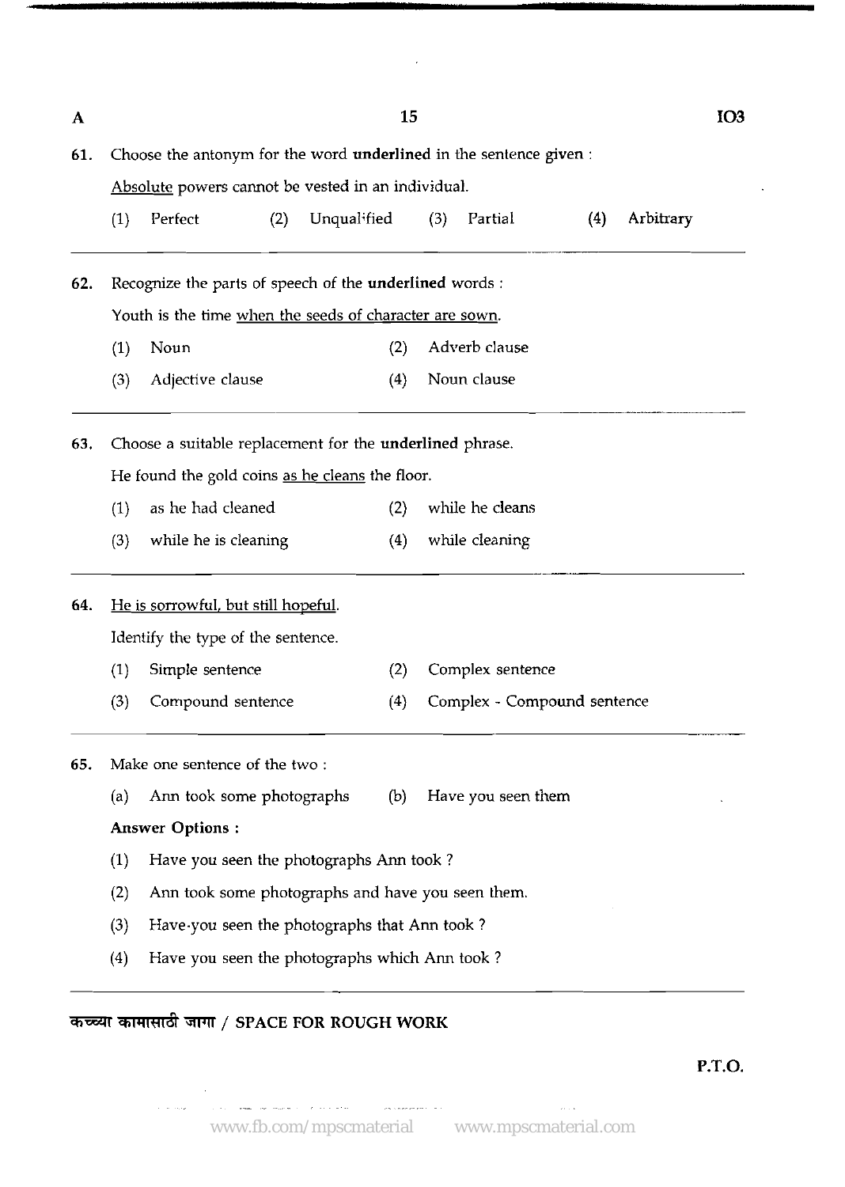61. Choose the antonym for the word **underlined** in the sentence given :

<u>Absolute</u> powers cannot be vested in an individual.

(1) Perfect (2) Unqualified (3) Partial (4) Arbitrary

---

62. Recognize the parts of speech of the **underlined** words :

Youth is the time <u>when the seeds of character are sown</u>.

(1) Noun (2) Adverb clause

(3) Adjective clause (4) Noun clause

---

63. Choose a suitable replacement for the **underlined** phrase.

He found the gold coins <u>as he cleans</u> the floor.

(1) as he had cleaned (2) while he cleans

(3) while he is cleaning (4) while cleaning

---

64. <u>He is sorrowful, but still hopeful</u>.

Identify the type of the sentence.

(1) Simple sentence (2) Complex sentence

(3) Compound sentence (4) Complex - Compound sentence

---

65. Make one sentence of the two :

(a) Ann took some photographs (b) Have you seen them

**Answer Options :**

(1) Have you seen the photographs Ann took ?

(2) Ann took some photographs and have you seen them.

(3) Have-you seen the photographs that Ann took ?

(4) Have you seen the photographs which Ann took ?

---

कच्च्या कामासाठी जागा / SPACE FOR ROUGH WORK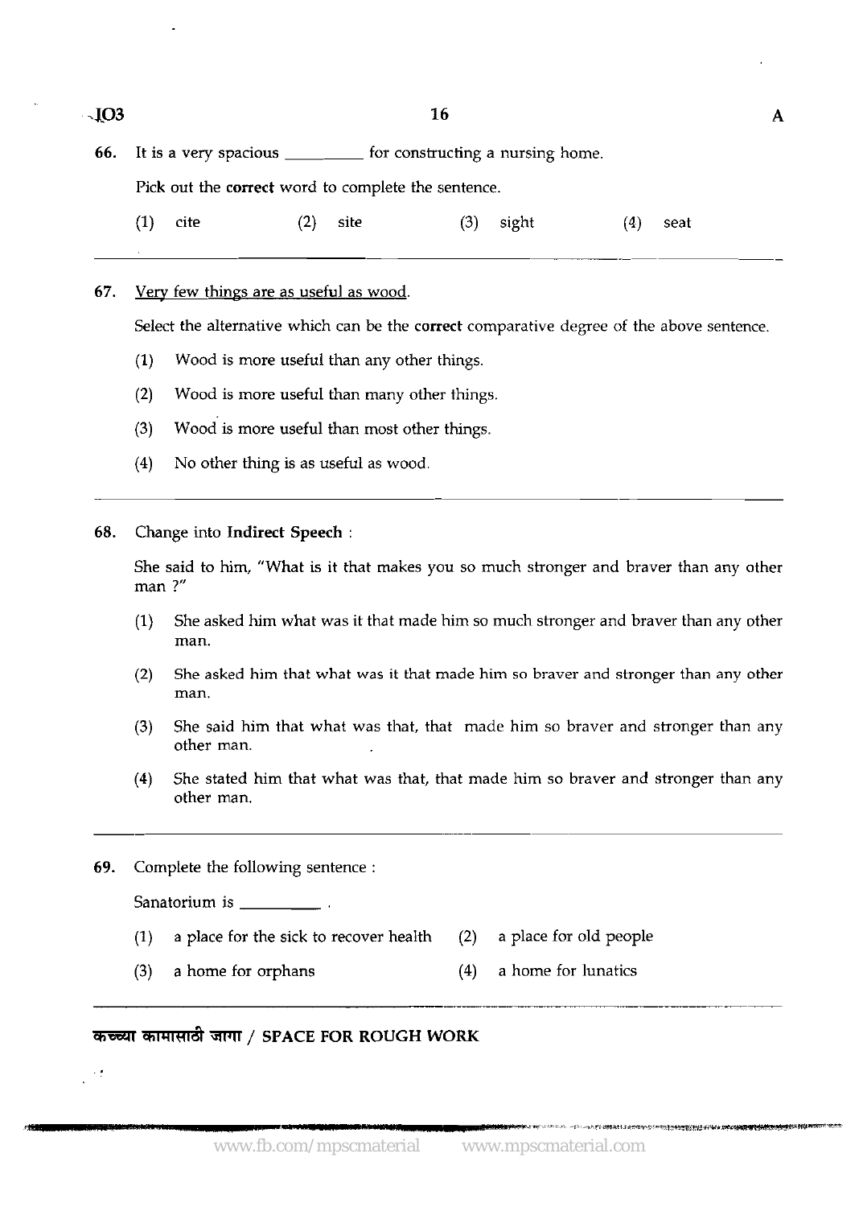66. It is a very spacious _________ for constructing a nursing home.

Pick out the **correct** word to complete the sentence.

(1) cite (2) site (3) sight (4) seat

67. Very few things are as useful as wood.

Select the alternative which can be the **correct** comparative degree of the above sentence.

(1) Wood is more useful than any other things.

(2) Wood is more useful than many other things.

(3) Wood is more useful than most other things.

(4) No other thing is as useful as wood.

68. Change into **Indirect Speech** :

She said to him, "What is it that makes you so much stronger and braver than any other man ?"

(1) She asked him what was it that made him so much stronger and braver than any other man.

(2) She asked him that what was it that made him so braver and stronger than any other man.

(3) She said him that what was that, that made him so braver and stronger than any other man.

(4) She stated him that what was that, that made him so braver and stronger than any other man.

69. Complete the following sentence :

Sanatorium is _________ .

(1) a place for the sick to recover health (2) a place for old people

(3) a home for orphans (4) a home for lunatics

**कच्च्या कामासाठी जागा / SPACE FOR ROUGH WORK**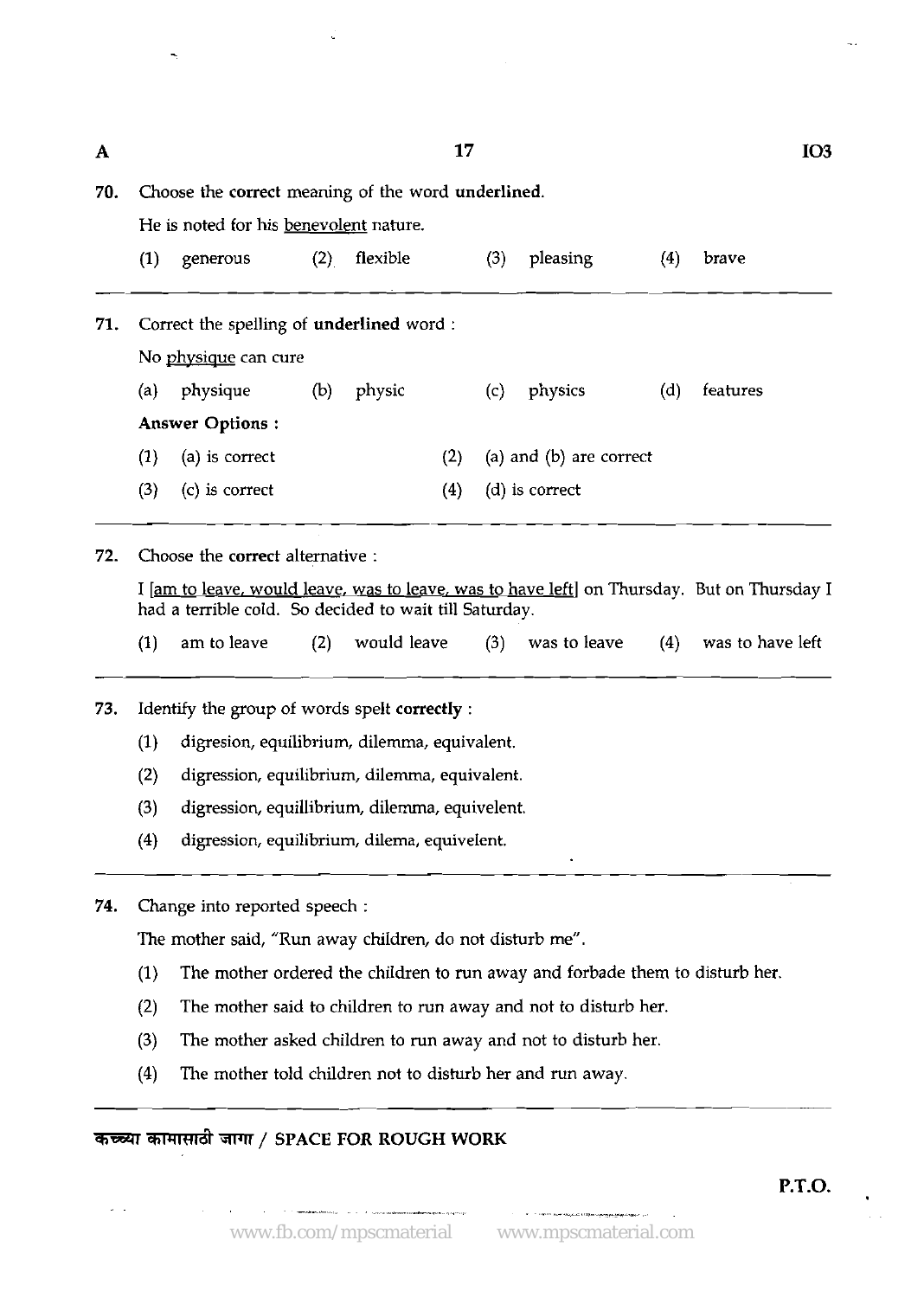70. Choose the **correct** meaning of the word **underlined**.

He is noted for his <u>benevolent</u> nature.

(1) generous (2) flexible (3) pleasing (4) brave

---

71. Correct the spelling of **underlined** word :

No <u>physique</u> can cure

(a) physique (b) physic (c) physics (d) features

**Answer Options :**

(1) (a) is correct (2) (a) and (b) are correct

(3) (c) is correct (4) (d) is correct

---

72. Choose the **correct** alternative :

I <u>[am to leave, would leave, was to leave, was to have left]</u> on Thursday. But on Thursday I had a terrible cold. So decided to wait till Saturday.

(1) am to leave (2) would leave (3) was to leave (4) was to have left

---

73. Identify the group of words spelt **correctly** :

(1) digresion, equilibrium, dilemma, equivalent.

(2) digression, equilibrium, dilemma, equivalent.

(3) digression, equillibrium, dilemma, equivelent.

(4) digression, equilibrium, dilema, equivelent.

---

74. Change into reported speech :

The mother said, "Run away children, do not disturb me".

(1) The mother ordered the children to run away and forbade them to disturb her.

(2) The mother said to children to run away and not to disturb her.

(3) The mother asked children to run away and not to disturb her.

(4) The mother told children not to disturb her and run away.

---

कच्च्या कामासाठी जागा / SPACE FOR ROUGH WORK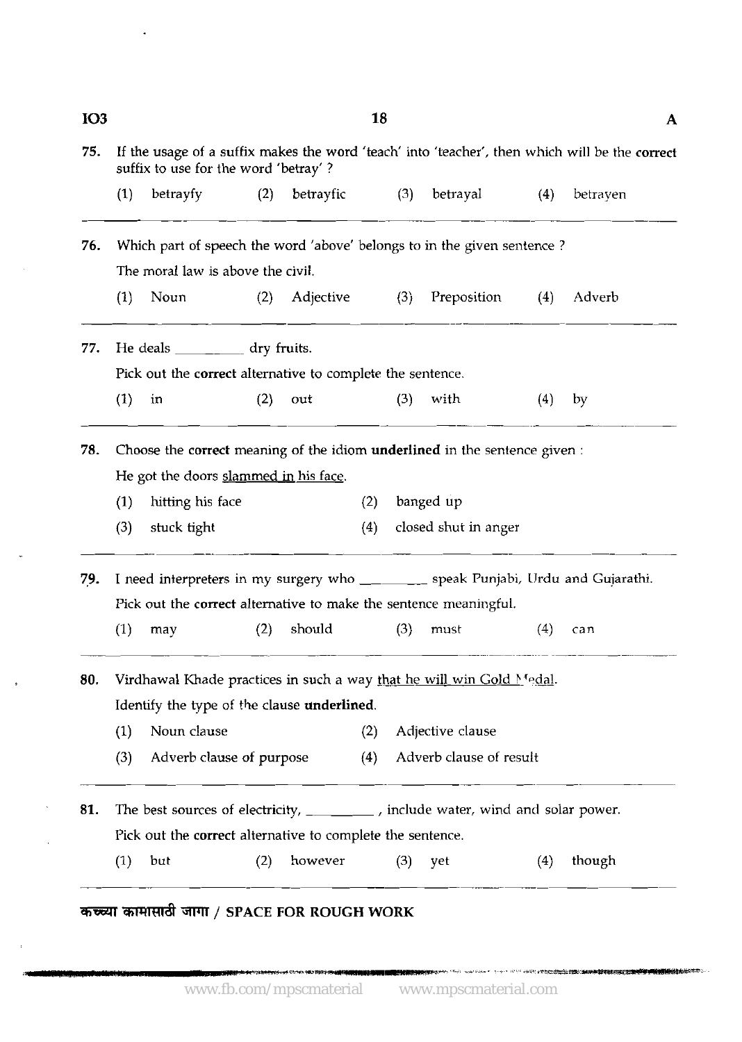75. If the usage of a suffix makes the word 'teach' into 'teacher', then which will be the **correct** suffix to use for the word 'betray' ?

(1) betrayfy (2) betrayfic (3) betrayal (4) betrayen

---

76. Which part of speech the word 'above' belongs to in the given sentence ?

The moral law is above the civil.

(1) Noun (2) Adjective (3) Preposition (4) Adverb

---

77. He deals _________ dry fruits.

Pick out the **correct** alternative to complete the sentence.

(1) in (2) out (3) with (4) by

---

78. Choose the **correct** meaning of the idiom **underlined** in the sentence given :

He got the doors <u>slammed in</u> his face.

(1) hitting his face (2) banged up

(3) stuck tight (4) closed shut in anger

---

79. I need interpreters in my surgery who _________ speak Punjabi, Urdu and Gujarathi.

Pick out the **correct** alternative to make the sentence meaningful.

(1) may (2) should (3) must (4) can

---

80. Virdhawal Khade practices in such a way <u>that he will win Gold Medal</u>.

Identify the type of the clause **underlined**.

(1) Noun clause (2) Adjective clause

(3) Adverb clause of purpose (4) Adverb clause of result

---

81. The best sources of electricity, _________ , include water, wind and solar power.

Pick out the **correct** alternative to complete the sentence.

(1) but (2) however (3) yet (4) though

---

कच्च्या कामासाठी जागा / SPACE FOR ROUGH WORK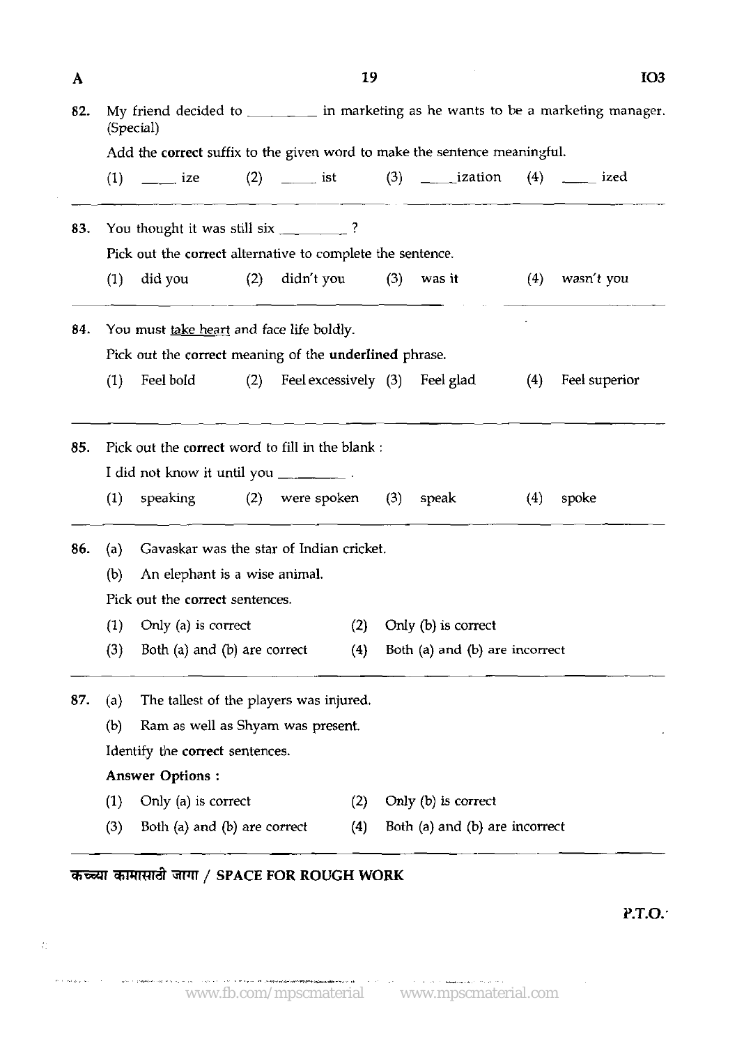82. My friend decided to ________ in marketing as he wants to be a marketing manager. (Special)

Add the **correct** suffix to the given word to make the sentence meaningful.

(1) ____ ize (2) ____ ist (3) ____ization (4) ____ ized

---

83. You thought it was still six ________ ?

Pick out the **correct** alternative to complete the sentence.

(1) did you (2) didn't you (3) was it (4) wasn't you

---

84. You must <u>take heart</u> and face life boldly.

Pick out the **correct** meaning of the **underlined** phrase.

(1) Feel bold (2) Feel excessively (3) Feel glad (4) Feel superior

---

85. Pick out the **correct** word to fill in the blank :

I did not know it until you ________ .

(1) speaking (2) were spoken (3) speak (4) spoke

---

86. (a) Gavaskar was the star of Indian cricket.

(b) An elephant is a wise animal.

Pick out the **correct** sentences.

(1) Only (a) is correct (2) Only (b) is correct

(3) Both (a) and (b) are correct (4) Both (a) and (b) are incorrect

---

87. (a) The tallest of the players was injured.

(b) Ram as well as Shyam was present.

Identify the **correct** sentences.

**Answer Options :**

(1) Only (a) is correct (2) Only (b) is correct

(3) Both (a) and (b) are correct (4) Both (a) and (b) are incorrect

---

**कच्च्या कामासाठी जागा / SPACE FOR ROUGH WORK**

**P.T.O.**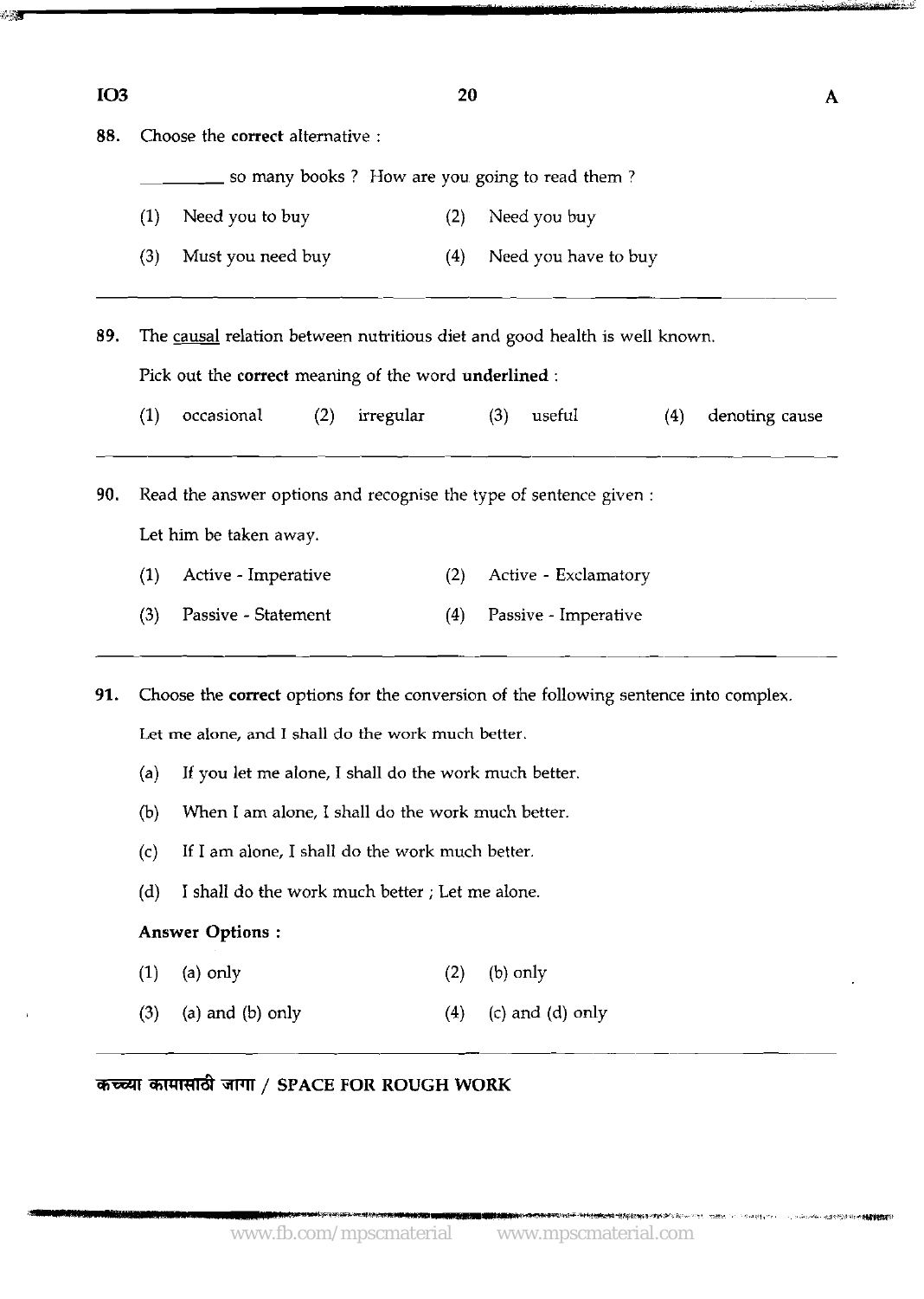88. Choose the **correct** alternative :

_________ so many books ? How are you going to read them ?

(1) Need you to buy
(2) Need you buy
(3) Must you need buy
(4) Need you have to buy

89. The <u>causal</u> relation between nutritious diet and good health is well known.

Pick out the **correct** meaning of the word **underlined** :

(1) occasional
(2) irregular
(3) useful
(4) denoting cause

90. Read the answer options and recognise the type of sentence given :

Let him be taken away.

(1) Active - Imperative
(2) Active - Exclamatory
(3) Passive - Statement
(4) Passive - Imperative

91. Choose the **correct** options for the conversion of the following sentence into complex.

Let me alone, and I shall do the work much better.

(a) If you let me alone, I shall do the work much better.
(b) When I am alone, I shall do the work much better.
(c) If I am alone, I shall do the work much better.
(d) I shall do the work much better ; Let me alone.

**Answer Options :**

(1) (a) only
(2) (b) only
(3) (a) and (b) only
(4) (c) and (d) only

**कच्च्या कामासाठी जागा / SPACE FOR ROUGH WORK**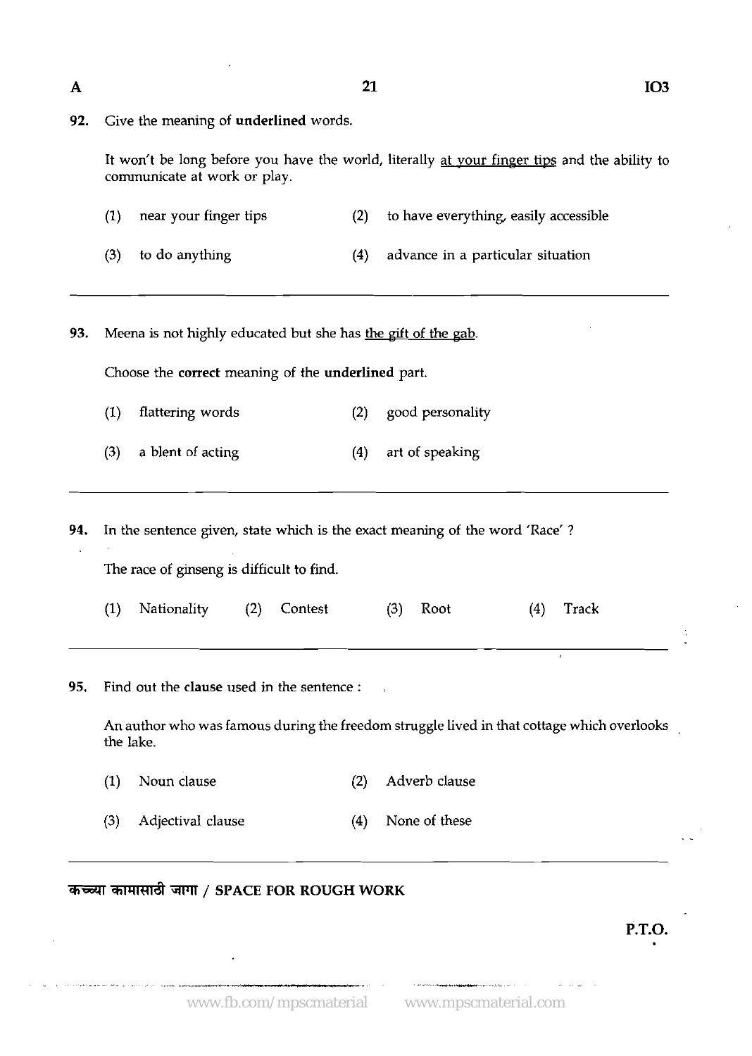92. Give the meaning of **underlined** words.

It won't be long before you have the world, literally <u>at your finger tips</u> and the ability to communicate at work or play.

(1) near your finger tips
(2) to have everything, easily accessible
(3) to do anything
(4) advance in a particular situation

93. Meena is not highly educated but she has <u>the gift of the gab</u>.

Choose the **correct** meaning of the **underlined** part.

(1) flattering words
(2) good personality
(3) a blent of acting
(4) art of speaking

94. In the sentence given, state which is the exact meaning of the word 'Race' ?

The race of ginseng is difficult to find.

(1) Nationality
(2) Contest
(3) Root
(4) Track

95. Find out the **clause** used in the sentence :

An author who was famous during the freedom struggle lived in that cottage which overlooks the lake.

(1) Noun clause
(2) Adverb clause
(3) Adjectival clause
(4) None of these

कच्च्या कामासाठी जागा / SPACE FOR ROUGH WORK

P.T.O.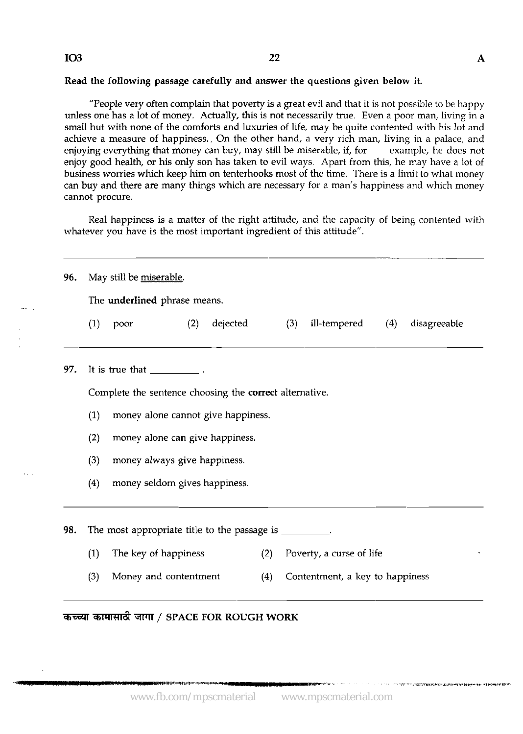**Read the following passage carefully and answer the questions given below it.**

"People very often complain that poverty is a great evil and that it is not possible to be happy unless one has a lot of money. Actually, this is not necessarily true. Even a poor man, living in a small hut with none of the comforts and luxuries of life, may be quite contented with his lot and achieve a measure of happiness.. On the other hand, a very rich man, living in a palace, and enjoying everything that money can buy, may still be miserable, if, for example, he does not enjoy good health, or his only son has taken to evil ways. Apart from this, he may have a lot of business worries which keep him on tenterhooks most of the time. There is a limit to what money can buy and there are many things which are necessary for a man's happiness and which money cannot procure.

Real happiness is a matter of the right attitude, and the capacity of being contented with whatever you have is the most important ingredient of this attitude".

---

**96.** May still be <u>miserable</u>.

The **underlined** phrase means.

(1) poor (2) dejected (3) ill-tempered (4) disagreeable

---

**97.** It is true that ________ .

Complete the sentence choosing the **correct** alternative.

(1) money alone cannot give happiness.

(2) money alone can give happiness.

(3) money always give happiness.

(4) money seldom gives happiness.

---

**98.** The most appropriate title to the passage is ________.

(1) The key of happiness (2) Poverty, a curse of life

(3) Money and contentment (4) Contentment, a key to happiness

---

**कच्च्या कामासाठी जागा / SPACE FOR ROUGH WORK**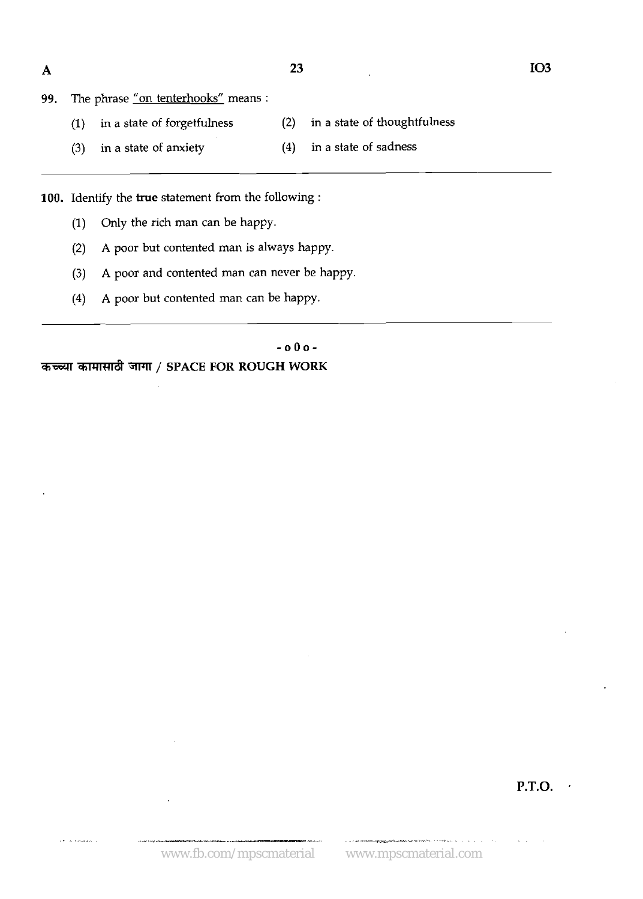99. The phrase <u>"on tenterhooks"</u> means :

    (1) in a state of forgetfulness
    (2) in a state of thoughtfulness
    (3) in a state of anxiety
    (4) in a state of sadness

100. Identify the **true** statement from the following :

    (1) Only the rich man can be happy.
    (2) A poor but contented man is always happy.
    (3) A poor and contented man can never be happy.
    (4) A poor but contented man can be happy.

- o 0 o -

**कच्च्या कामासाठी जागा / SPACE FOR ROUGH WORK**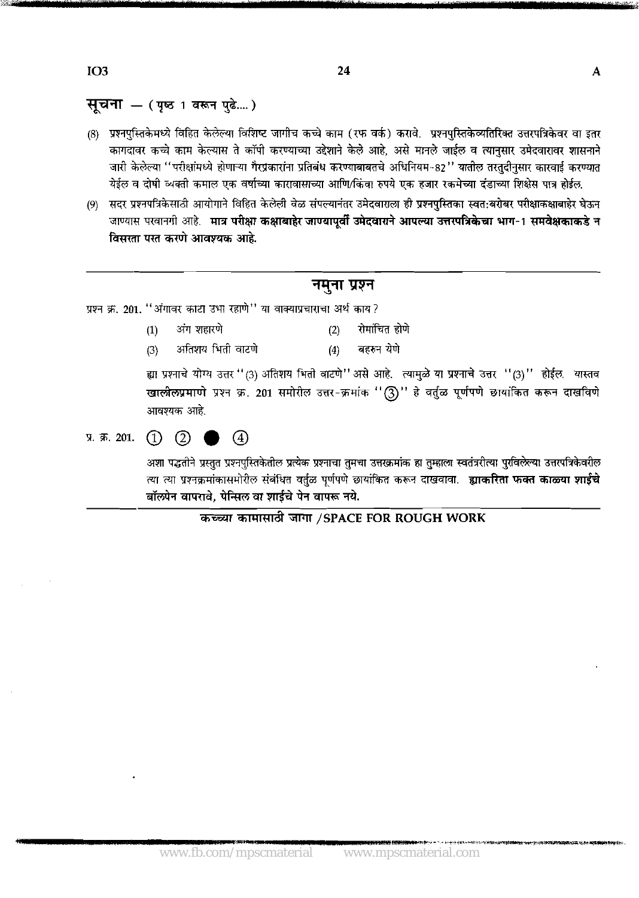## सूचना — (पृष्ठ 1 वरून पुढे....)

(8) प्रश्नपुस्तिकेमध्ये विहित केलेल्या विशिष्ट जागीच कच्चे काम (रफ वर्क) करावे. प्रश्नपुस्तिकेव्यतिरिक्त उत्तरपत्रिकेवर वा इतर कागदावर कच्चे काम केल्यास ते कॉपी करण्याच्या उद्देशाने केले आहे, असे मानले जाईल व त्यानुसार उमेदवारावर शासनाने जारी केलेल्या "परीक्षांमध्ये होणाऱ्या गैरप्रकारांना प्रतिबंध करण्याबाबतचे अधिनियम-82" यातील तरतुदीनुसार कारवाई करण्यात येईल व दोषी व्यक्ती कमाल एक वर्षाच्या कारावासाच्या आणि/किंवा रुपये एक हजार रकमेच्या दंडाच्या शिक्षेस पात्र होईल.

(9) सदर प्रश्नपत्रिकेसाठी आयोगाने विहित केलेली वेळ संपल्यानंतर उमेदवाराला ही प्रश्नपुस्तिका स्वत:बरोबर परीक्षाकक्षाबाहेर घेऊन जाण्यास परवानगी आहे. **मात्र परीक्षा कक्षाबाहेर जाण्यापूर्वी उमेदवाराने आपल्या उत्तरपत्रिकेचा भाग-1 समवेक्षकाकडे न विसरता परत करणे आवश्यक आहे.**

## नमुना प्रश्न

प्रश्न क्र. 201. "अंगावर काटा उभा रहाणे" या वाक्प्रचाराचा अर्थ काय ?

(1) अंग शहारणे
(2) रोमांचित होणे
(3) अतिशय भिती वाटणे
(4) बहरुन येणे

ह्या प्रश्नाचे योग्य उत्तर "(3) अतिशय भिती वाटणे" असे आहे. त्यामुळे या प्रश्नाचे उत्तर "(3)" होईल. यास्तव **खालीलप्रमाणे** प्रश्न क्र. 201 समोरील उत्तर-क्रमांक "③" हे वर्तुळ पूर्णपणे छायांकित करून दाखविणे आवश्यक आहे.

प्र. क्र. 201. ① ② ● ④

अशा पद्धतीने प्रस्तुत प्रश्नपुस्तिकेतील प्रत्येक प्रश्नाचा तुमचा उत्तरक्रमांक हा तुम्हाला स्वतंत्ररीत्या पुरविलेल्या उत्तरपत्रिकेवरील त्या त्या प्रश्नक्रमांकासमोरील संबंधित वर्तुळ पूर्णपणे छायांकित करून दाखवावा. **ह्याकरिता फक्त काळ्या शाईचे बॉलपेन वापरावे, पेन्सिल वा शाईचे पेन वापरू नये.**

**कच्च्या कामासाठी जागा /SPACE FOR ROUGH WORK**